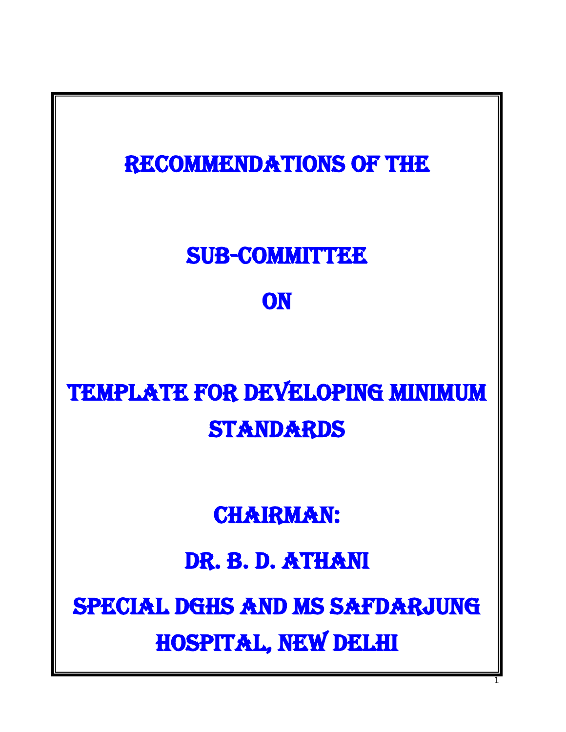# RECOMMENDATIONS OF THE

# SUB-COMMITTEE

# ON

# TEMPLATE FOR DEVELOPING MINIMUM STANDARDS

## CHAIRMAN:

## DR. B. D. ATHANI

## SPECIAL DGHS AND MS SAFDARJUNG HOSPITAL, NEW DELHI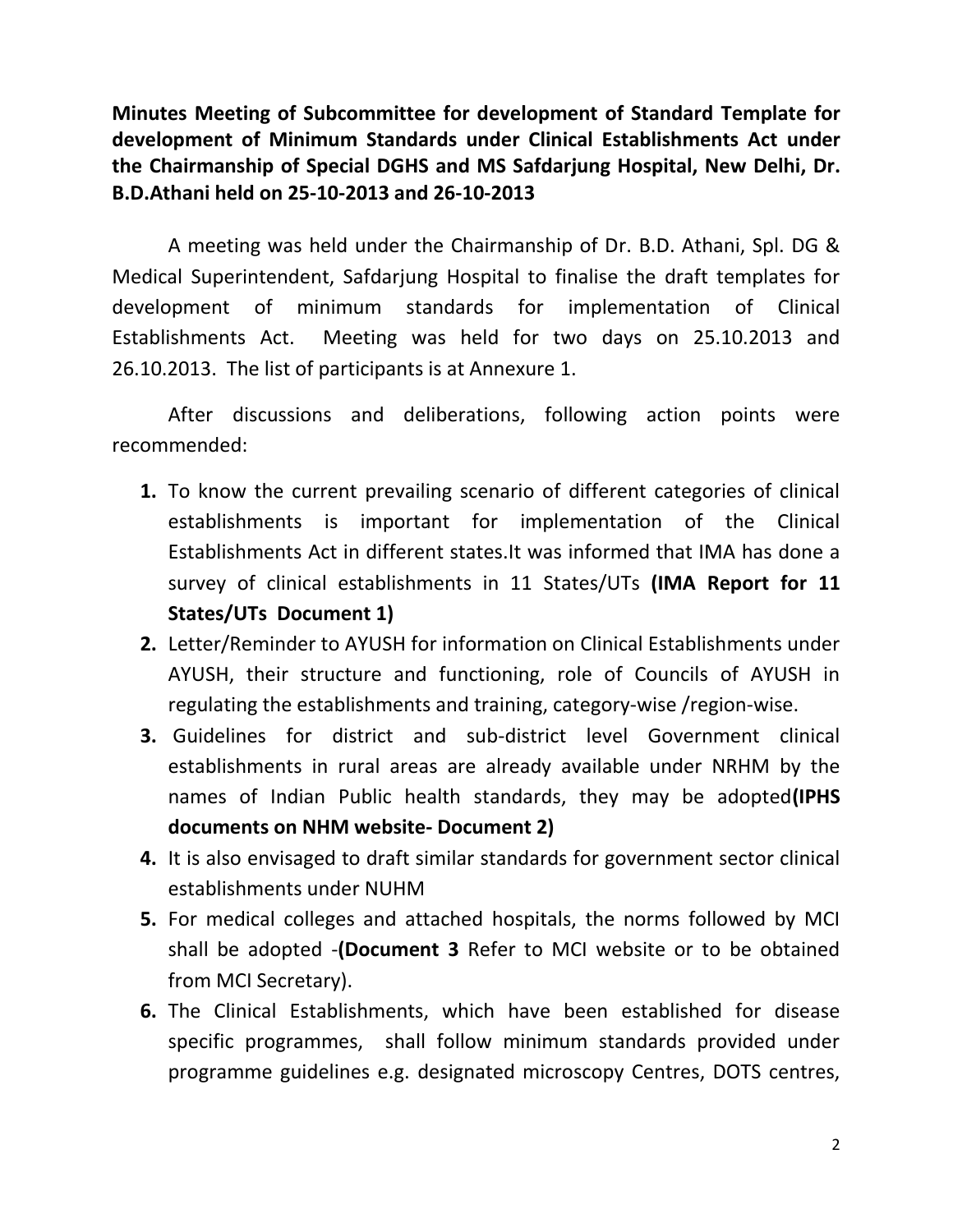**Minutes Meeting of Subcommittee for development of Standard Template for development of Minimum Standards under Clinical Establishments Act under the Chairmanship of Special DGHS and MS Safdarjung Hospital, New Delhi, Dr. B.D.Athani held on 25-10-2013 and 26-10-2013**

A meeting was held under the Chairmanship of Dr. B.D. Athani, Spl. DG & Medical Superintendent, Safdarjung Hospital to finalise the draft templates for development of minimum standards for implementation of Clinical Establishments Act. Meeting was held for two days on 25.10.2013 and 26.10.2013. The list of participants is at Annexure 1.

After discussions and deliberations, following action points were recommended:

1. To know the current prevailing scenario of different categories of clinical establishments is important for implementation of the Clinical Establishments Act in different states.It was informed that IMA has done a survey of clinical establishments in 11 States/UTs **(IMA Report for 11 States/UTs Document 1)**
2. Letter/Reminder to AYUSH for information on Clinical Establishments under AYUSH, their structure and functioning, role of Councils of AYUSH in regulating the establishments and training, category-wise /region-wise.
3. Guidelines for district and sub-district level Government clinical establishments in rural areas are already available under NRHM by the names of Indian Public health standards, they may be adopted**(IPHS documents on NHM website- Document 2)**
4. It is also envisaged to draft similar standards for government sector clinical establishments under NUHM
5. For medical colleges and attached hospitals, the norms followed by MCI shall be adopted -**(Document 3** Refer to MCI website or to be obtained from MCI Secretary).
6. The Clinical Establishments, which have been established for disease specific programmes, shall follow minimum standards provided under programme guidelines e.g. designated microscopy Centres, DOTS centres,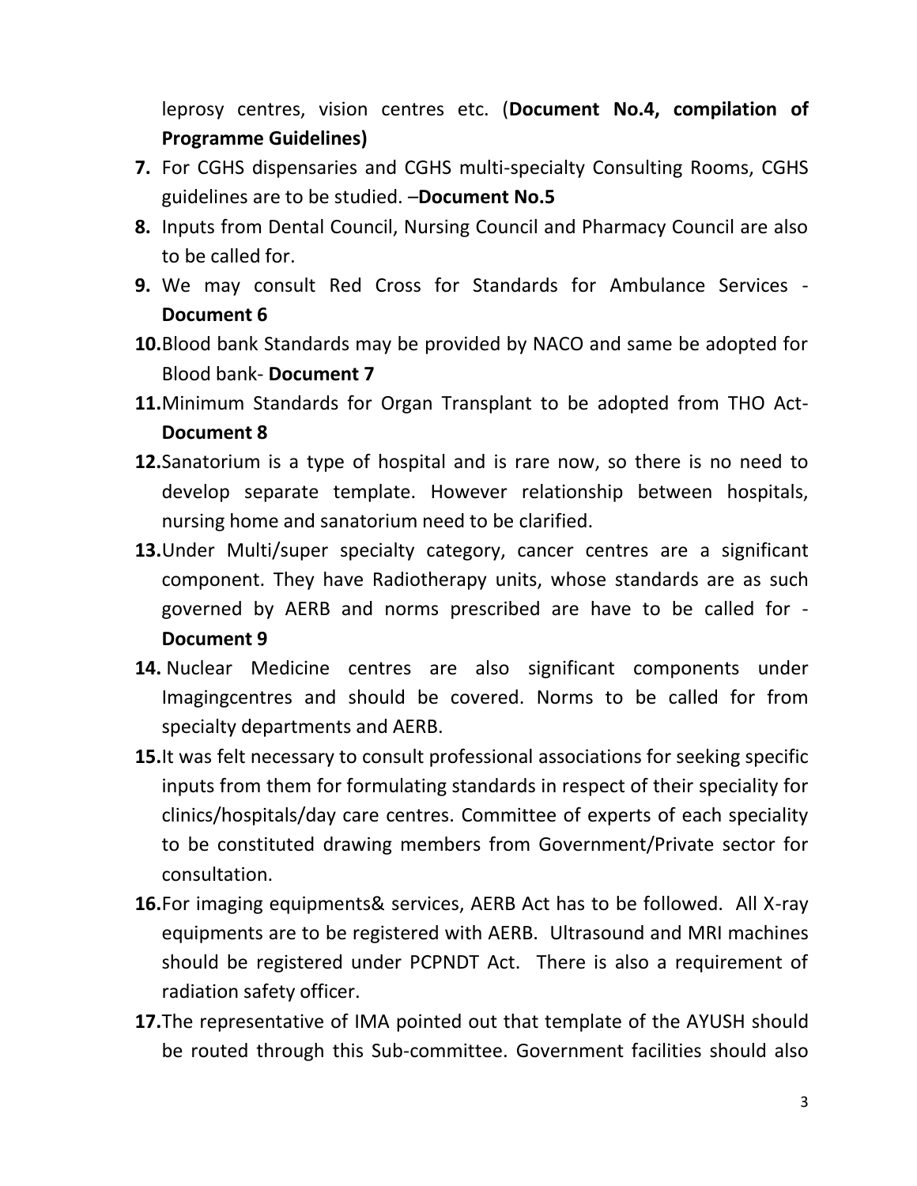leprosy centres, vision centres etc. (**Document No.4, compilation of Programme Guidelines)**

7. For CGHS dispensaries and CGHS multi-specialty Consulting Rooms, CGHS guidelines are to be studied. –**Document No.5**
8. Inputs from Dental Council, Nursing Council and Pharmacy Council are also to be called for.
9. We may consult Red Cross for Standards for Ambulance Services - **Document 6**
10. Blood bank Standards may be provided by NACO and same be adopted for Blood bank- **Document 7**
11. Minimum Standards for Organ Transplant to be adopted from THO Act- **Document 8**
12. Sanatorium is a type of hospital and is rare now, so there is no need to develop separate template. However relationship between hospitals, nursing home and sanatorium need to be clarified.
13. Under Multi/super specialty category, cancer centres are a significant component. They have Radiotherapy units, whose standards are as such governed by AERB and norms prescribed are have to be called for - **Document 9**
14. Nuclear Medicine centres are also significant components under Imagingcentres and should be covered. Norms to be called for from specialty departments and AERB.
15. It was felt necessary to consult professional associations for seeking specific inputs from them for formulating standards in respect of their speciality for clinics/hospitals/day care centres. Committee of experts of each speciality to be constituted drawing members from Government/Private sector for consultation.
16. For imaging equipments& services, AERB Act has to be followed. All X-ray equipments are to be registered with AERB. Ultrasound and MRI machines should be registered under PCPNDT Act. There is also a requirement of radiation safety officer.
17. The representative of IMA pointed out that template of the AYUSH should be routed through this Sub-committee. Government facilities should also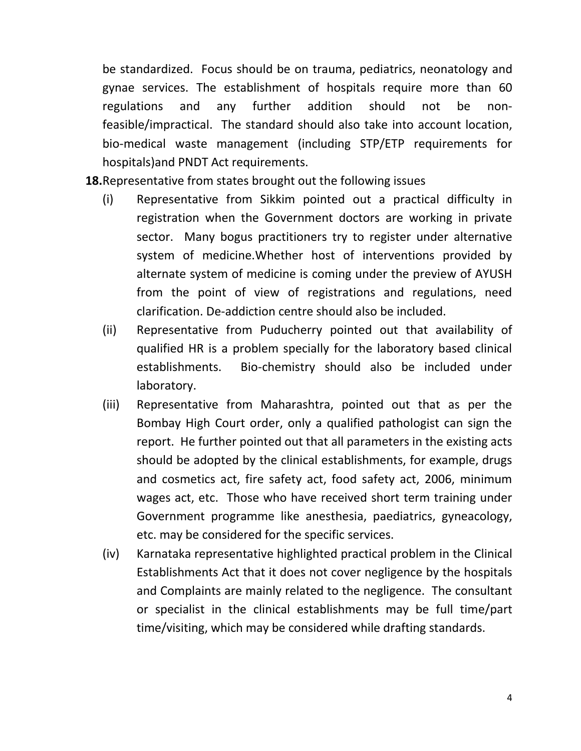be standardized. Focus should be on trauma, pediatrics, neonatology and gynae services. The establishment of hospitals require more than 60 regulations and any further addition should not be non-feasible/impractical. The standard should also take into account location, bio-medical waste management (including STP/ETP requirements for hospitals)and PNDT Act requirements.

**18.** Representative from states brought out the following issues

(i) Representative from Sikkim pointed out a practical difficulty in registration when the Government doctors are working in private sector. Many bogus practitioners try to register under alternative system of medicine.Whether host of interventions provided by alternate system of medicine is coming under the preview of AYUSH from the point of view of registrations and regulations, need clarification. De-addiction centre should also be included.

(ii) Representative from Puducherry pointed out that availability of qualified HR is a problem specially for the laboratory based clinical establishments. Bio-chemistry should also be included under laboratory.

(iii) Representative from Maharashtra, pointed out that as per the Bombay High Court order, only a qualified pathologist can sign the report. He further pointed out that all parameters in the existing acts should be adopted by the clinical establishments, for example, drugs and cosmetics act, fire safety act, food safety act, 2006, minimum wages act, etc. Those who have received short term training under Government programme like anesthesia, paediatrics, gyneacology, etc. may be considered for the specific services.

(iv) Karnataka representative highlighted practical problem in the Clinical Establishments Act that it does not cover negligence by the hospitals and Complaints are mainly related to the negligence. The consultant or specialist in the clinical establishments may be full time/part time/visiting, which may be considered while drafting standards.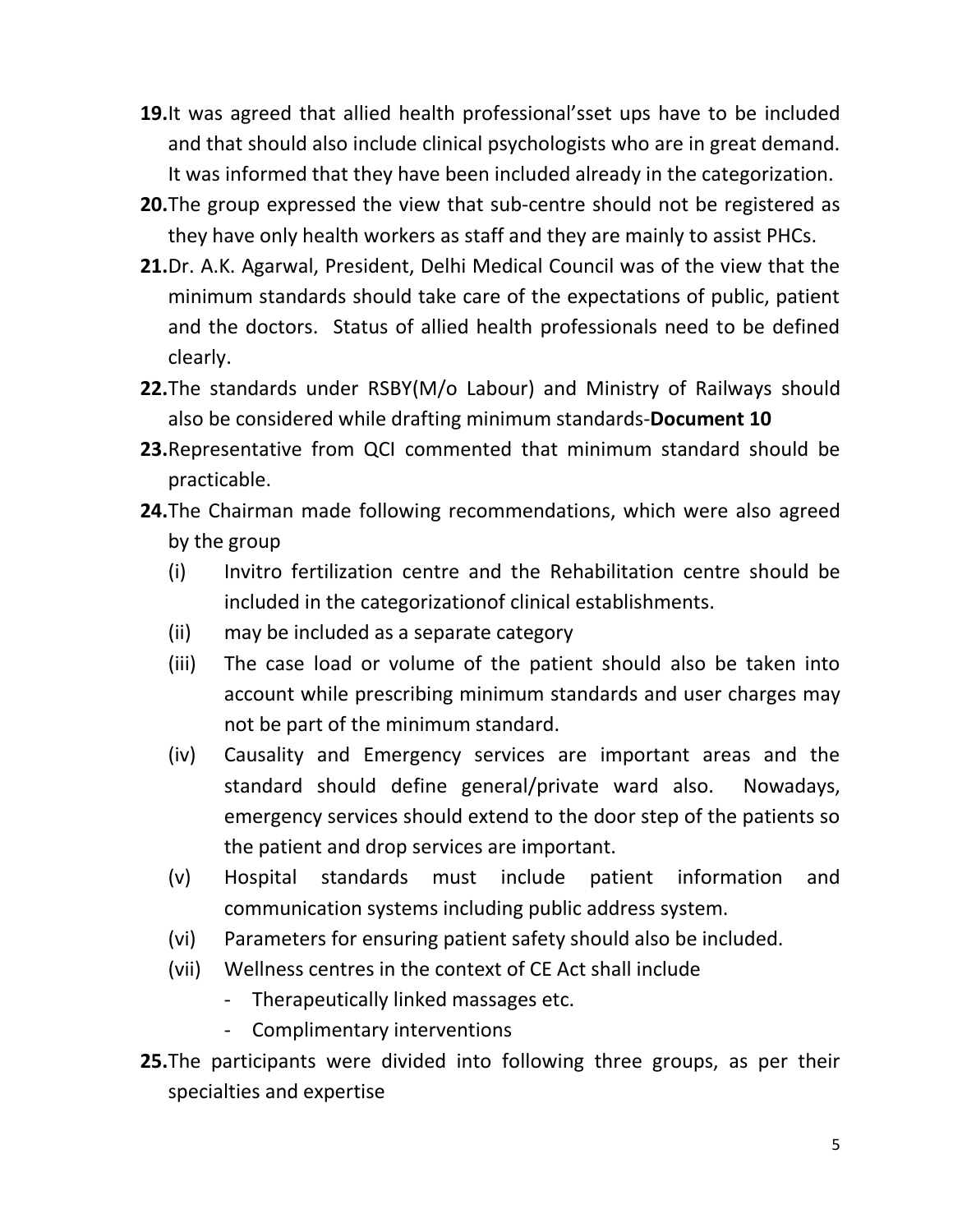19. It was agreed that allied health professional'sset ups have to be included and that should also include clinical psychologists who are in great demand. It was informed that they have been included already in the categorization.
20. The group expressed the view that sub-centre should not be registered as they have only health workers as staff and they are mainly to assist PHCs.
21. Dr. A.K. Agarwal, President, Delhi Medical Council was of the view that the minimum standards should take care of the expectations of public, patient and the doctors. Status of allied health professionals need to be defined clearly.
22. The standards under RSBY(M/o Labour) and Ministry of Railways should also be considered while drafting minimum standards-**Document 10**
23. Representative from QCI commented that minimum standard should be practicable.
24. The Chairman made following recommendations, which were also agreed by the group
    - (i) Invitro fertilization centre and the Rehabilitation centre should be included in the categorizationof clinical establishments.
    - (ii) may be included as a separate category
    - (iii) The case load or volume of the patient should also be taken into account while prescribing minimum standards and user charges may not be part of the minimum standard.
    - (iv) Causality and Emergency services are important areas and the standard should define general/private ward also. Nowadays, emergency services should extend to the door step of the patients so the patient and drop services are important.
    - (v) Hospital standards must include patient information and communication systems including public address system.
    - (vi) Parameters for ensuring patient safety should also be included.
    - (vii) Wellness centres in the context of CE Act shall include
        - Therapeutically linked massages etc.
        - Complimentary interventions
25. The participants were divided into following three groups, as per their specialties and expertise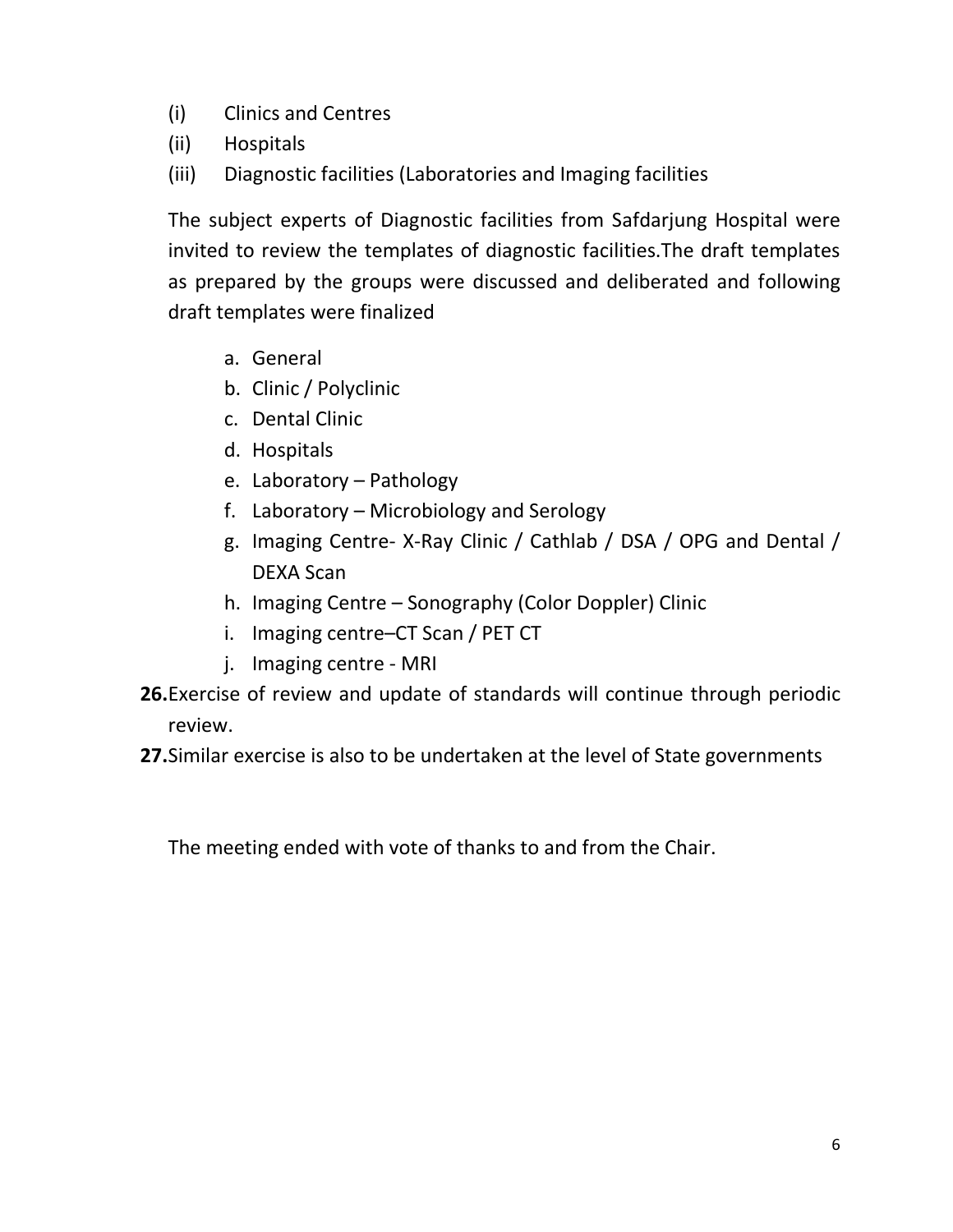(i) Clinics and Centres
(ii) Hospitals
(iii) Diagnostic facilities (Laboratories and Imaging facilities

The subject experts of Diagnostic facilities from Safdarjung Hospital were invited to review the templates of diagnostic facilities.The draft templates as prepared by the groups were discussed and deliberated and following draft templates were finalized

a. General
b. Clinic / Polyclinic
c. Dental Clinic
d. Hospitals
e. Laboratory – Pathology
f. Laboratory – Microbiology and Serology
g. Imaging Centre- X-Ray Clinic / Cathlab / DSA / OPG and Dental / DEXA Scan
h. Imaging Centre – Sonography (Color Doppler) Clinic
i. Imaging centre–CT Scan / PET CT
j. Imaging centre - MRI

**26.** Exercise of review and update of standards will continue through periodic review.

**27.** Similar exercise is also to be undertaken at the level of State governments

The meeting ended with vote of thanks to and from the Chair.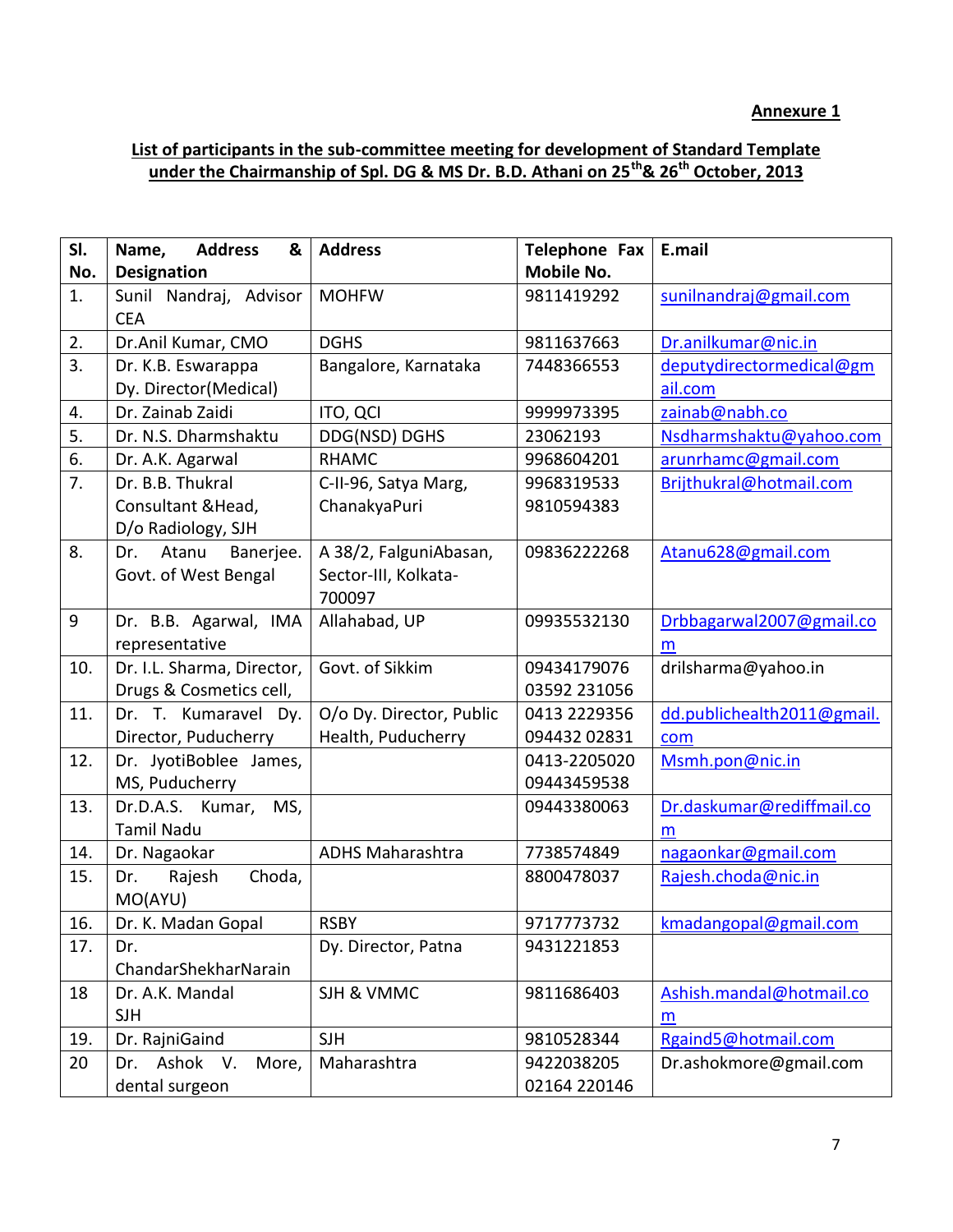**Annexure 1**

**List of participants in the sub-committee meeting for development of Standard Template under the Chairmanship of Spl. DG & MS Dr. B.D. Athani on 25th& 26th October, 2013**

| Sl. No. | Name, Address & Designation | Address | Telephone Fax Mobile No. | E.mail |
|---|---|---|---|---|
| 1. | Sunil Nandraj, Advisor CEA | MOHFW | 9811419292 | sunilnandraj@gmail.com |
| 2. | Dr.Anil Kumar, CMO | DGHS | 9811637663 | Dr.anilkumar@nic.in |
| 3. | Dr. K.B. Eswarappa Dy. Director(Medical) | Bangalore, Karnataka | 7448366553 | deputydirectormedical@gmail.com |
| 4. | Dr. Zainab Zaidi | ITO, QCI | 9999973395 | zainab@nabh.co |
| 5. | Dr. N.S. Dharmshaktu | DDG(NSD) DGHS | 23062193 | Nsdharmshaktu@yahoo.com |
| 6. | Dr. A.K. Agarwal | RHAMC | 9968604201 | arunrhamc@gmail.com |
| 7. | Dr. B.B. Thukral Consultant &Head, D/o Radiology, SJH | C-II-96, Satya Marg, ChanakyaPuri | 9968319533 9810594383 | Brijthukral@hotmail.com |
| 8. | Dr. Atanu Banerjee. Govt. of West Bengal | A 38/2, FalguniAbasan, Sector-III, Kolkata-700097 | 09836222268 | Atanu628@gmail.com |
| 9 | Dr. B.B. Agarwal, IMA representative | Allahabad, UP | 09935532130 | Drbbagarwal2007@gmail.com |
| 10. | Dr. I.L. Sharma, Director, Drugs & Cosmetics cell, | Govt. of Sikkim | 09434179076 03592 231056 | drilsharma@yahoo.in |
| 11. | Dr. T. Kumaravel Dy. Director, Puducherry | O/o Dy. Director, Public Health, Puducherry | 0413 2229356 094432 02831 | dd.publichealth2011@gmail.com |
| 12. | Dr. JyotiBoblee James, MS, Puducherry | | 0413-2205020 09443459538 | Msmh.pon@nic.in |
| 13. | Dr.D.A.S. Kumar, MS, Tamil Nadu | | 09443380063 | Dr.daskumar@rediffmail.com |
| 14. | Dr. Nagaokar | ADHS Maharashtra | 7738574849 | nagaonkar@gmail.com |
| 15. | Dr. Rajesh Choda, MO(AYU) | | 8800478037 | Rajesh.choda@nic.in |
| 16. | Dr. K. Madan Gopal | RSBY | 9717773732 | kmadangopal@gmail.com |
| 17. | Dr. ChandarShekharNarain | Dy. Director, Patna | 9431221853 | |
| 18 | Dr. A.K. Mandal SJH | SJH & VMMC | 9811686403 | Ashish.mandal@hotmail.com |
| 19. | Dr. RajniGaind | SJH | 9810528344 | Rgaind5@hotmail.com |
| 20 | Dr. Ashok V. More, dental surgeon | Maharashtra | 9422038205 02164 220146 | Dr.ashokmore@gmail.com |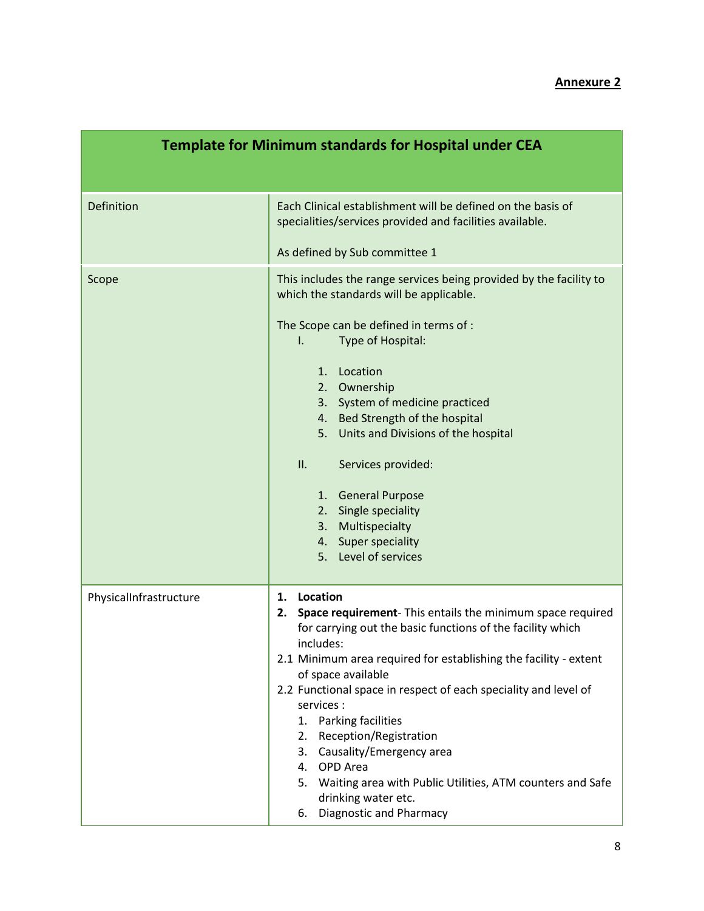**Annexure 2**

| Template for Minimum standards for Hospital under CEA | |
|---|---|
| Definition | Each Clinical establishment will be defined on the basis of specialities/services provided and facilities available.<br><br>As defined by Sub committee 1 |
| Scope | This includes the range services being provided by the facility to which the standards will be applicable.<br><br>The Scope can be defined in terms of :<br>I. Type of Hospital:<br>1. Location<br>2. Ownership<br>3. System of medicine practiced<br>4. Bed Strength of the hospital<br>5. Units and Divisions of the hospital<br><br>II. Services provided:<br>1. General Purpose<br>2. Single speciality<br>3. Multispecialty<br>4. Super speciality<br>5. Level of services |
| PhysicalInfrastructure | **1. Location**<br>**2. Space requirement**- This entails the minimum space required for carrying out the basic functions of the facility which includes:<br>2.1 Minimum area required for establishing the facility - extent of space available<br>2.2 Functional space in respect of each speciality and level of services :<br>1. Parking facilities<br>2. Reception/Registration<br>3. Causality/Emergency area<br>4. OPD Area<br>5. Waiting area with Public Utilities, ATM counters and Safe drinking water etc.<br>6. Diagnostic and Pharmacy |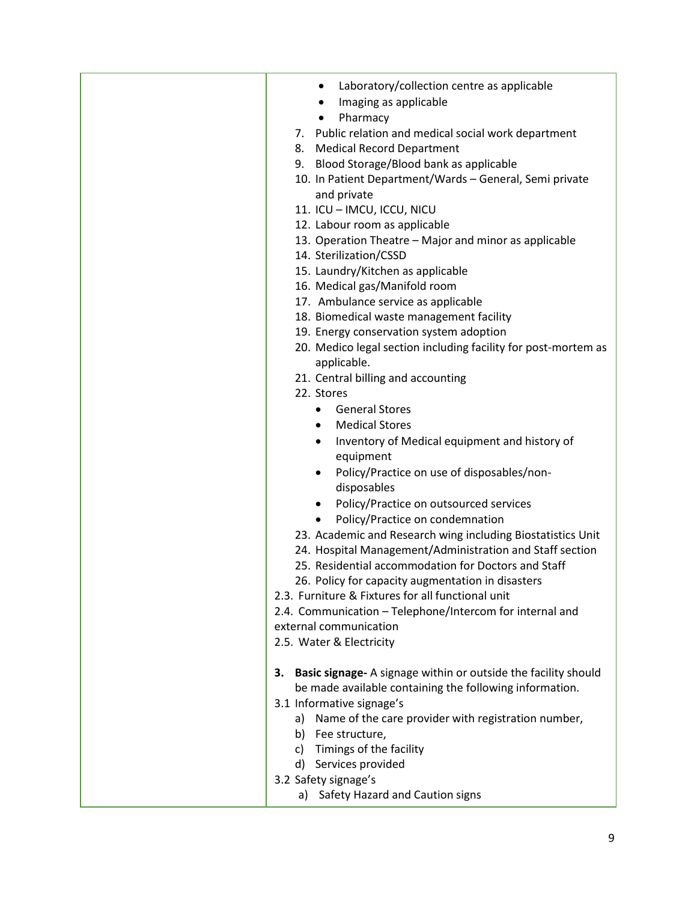| | - Laboratory/collection centre as applicable<br>- Imaging as applicable<br>- Pharmacy<br>7. Public relation and medical social work department<br>8. Medical Record Department<br>9. Blood Storage/Blood bank as applicable<br>10. In Patient Department/Wards – General, Semi private and private<br>11. ICU – IMCU, ICCU, NICU<br>12. Labour room as applicable<br>13. Operation Theatre – Major and minor as applicable<br>14. Sterilization/CSSD<br>15. Laundry/Kitchen as applicable<br>16. Medical gas/Manifold room<br>17. Ambulance service as applicable<br>18. Biomedical waste management facility<br>19. Energy conservation system adoption<br>20. Medico legal section including facility for post-mortem as applicable.<br>21. Central billing and accounting<br>22. Stores<br>- General Stores<br>- Medical Stores<br>- Inventory of Medical equipment and history of equipment<br>- Policy/Practice on use of disposables/non-disposables<br>- Policy/Practice on outsourced services<br>- Policy/Practice on condemnation<br>23. Academic and Research wing including Biostatistics Unit<br>24. Hospital Management/Administration and Staff section<br>25. Residential accommodation for Doctors and Staff<br>26. Policy for capacity augmentation in disasters<br>2.3. Furniture & Fixtures for all functional unit<br>2.4. Communication – Telephone/Intercom for internal and external communication<br>2.5. Water & Electricity<br><br>3. **Basic signage-** A signage within or outside the facility should be made available containing the following information.<br>3.1 Informative signage's<br>a) Name of the care provider with registration number,<br>b) Fee structure,<br>c) Timings of the facility<br>d) Services provided<br>3.2 Safety signage's<br>a) Safety Hazard and Caution signs |
|---|---|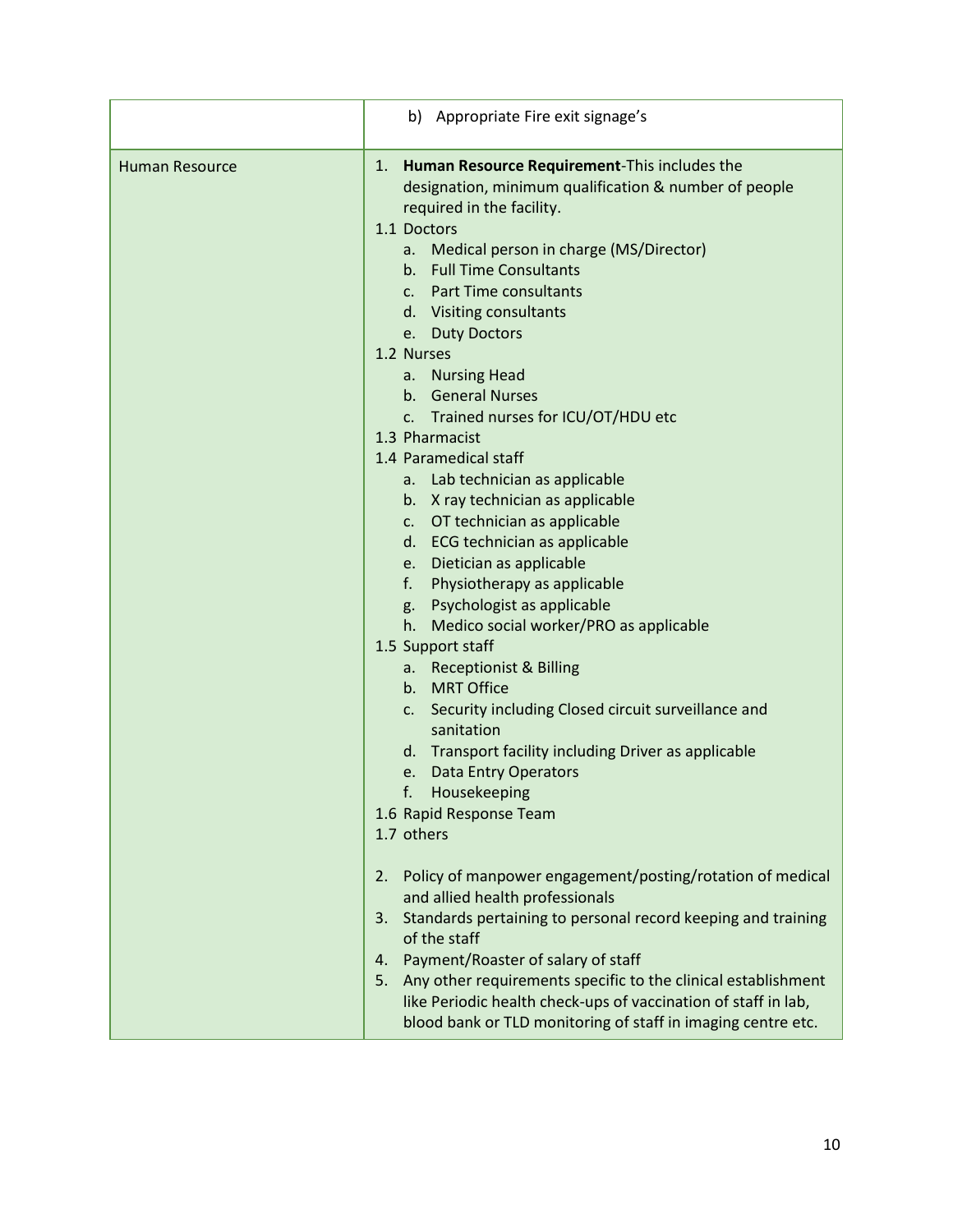|  |  |
|---|---|
|  | b) Appropriate Fire exit signage's |
| Human Resource | 1. **Human Resource Requirement**-This includes the designation, minimum qualification & number of people required in the facility.<br>1.1 Doctors<br>a. Medical person in charge (MS/Director)<br>b. Full Time Consultants<br>c. Part Time consultants<br>d. Visiting consultants<br>e. Duty Doctors<br>1.2 Nurses<br>a. Nursing Head<br>b. General Nurses<br>c. Trained nurses for ICU/OT/HDU etc<br>1.3 Pharmacist<br>1.4 Paramedical staff<br>a. Lab technician as applicable<br>b. X ray technician as applicable<br>c. OT technician as applicable<br>d. ECG technician as applicable<br>e. Dietician as applicable<br>f. Physiotherapy as applicable<br>g. Psychologist as applicable<br>h. Medico social worker/PRO as applicable<br>1.5 Support staff<br>a. Receptionist & Billing<br>b. MRT Office<br>c. Security including Closed circuit surveillance and sanitation<br>d. Transport facility including Driver as applicable<br>e. Data Entry Operators<br>f. Housekeeping<br>1.6 Rapid Response Team<br>1.7 others<br><br>2. Policy of manpower engagement/posting/rotation of medical and allied health professionals<br>3. Standards pertaining to personal record keeping and training of the staff<br>4. Payment/Roaster of salary of staff<br>5. Any other requirements specific to the clinical establishment like Periodic health check-ups of vaccination of staff in lab, blood bank or TLD monitoring of staff in imaging centre etc. |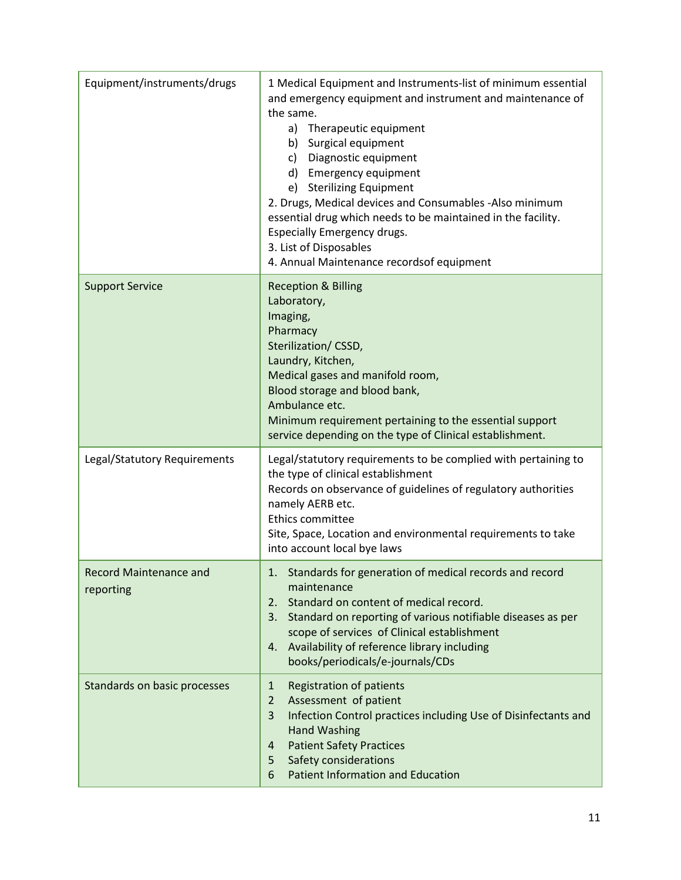| | |
|---|---|
| Equipment/instruments/drugs | 1 Medical Equipment and Instruments-list of minimum essential and emergency equipment and instrument and maintenance of the same.<br>a) Therapeutic equipment<br>b) Surgical equipment<br>c) Diagnostic equipment<br>d) Emergency equipment<br>e) Sterilizing Equipment<br>2. Drugs, Medical devices and Consumables -Also minimum essential drug which needs to be maintained in the facility. Especially Emergency drugs.<br>3. List of Disposables<br>4. Annual Maintenance recordsof equipment |
| Support Service | Reception & Billing<br>Laboratory,<br>Imaging,<br>Pharmacy<br>Sterilization/ CSSD,<br>Laundry, Kitchen,<br>Medical gases and manifold room,<br>Blood storage and blood bank,<br>Ambulance etc.<br>Minimum requirement pertaining to the essential support service depending on the type of Clinical establishment. |
| Legal/Statutory Requirements | Legal/statutory requirements to be complied with pertaining to the type of clinical establishment<br>Records on observance of guidelines of regulatory authorities namely AERB etc.<br>Ethics committee<br>Site, Space, Location and environmental requirements to take into account local bye laws |
| Record Maintenance and reporting | 1. Standards for generation of medical records and record maintenance<br>2. Standard on content of medical record.<br>3. Standard on reporting of various notifiable diseases as per scope of services of Clinical establishment<br>4. Availability of reference library including books/periodicals/e-journals/CDs |
| Standards on basic processes | 1 Registration of patients<br>2 Assessment of patient<br>3 Infection Control practices including Use of Disinfectants and Hand Washing<br>4 Patient Safety Practices<br>5 Safety considerations<br>6 Patient Information and Education |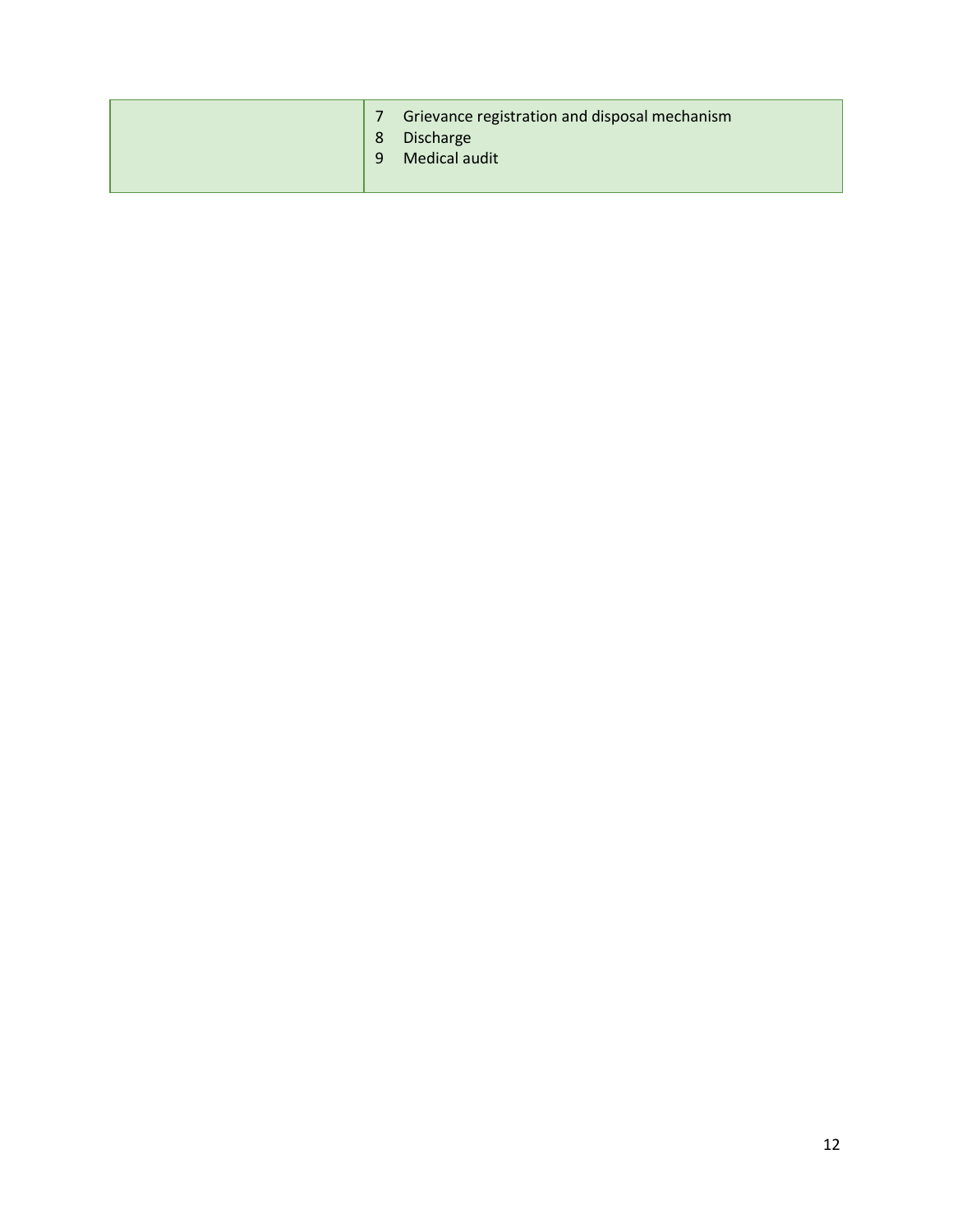| | |
|---|---|
| | 7 Grievance registration and disposal mechanism<br>8 Discharge<br>9 Medical audit |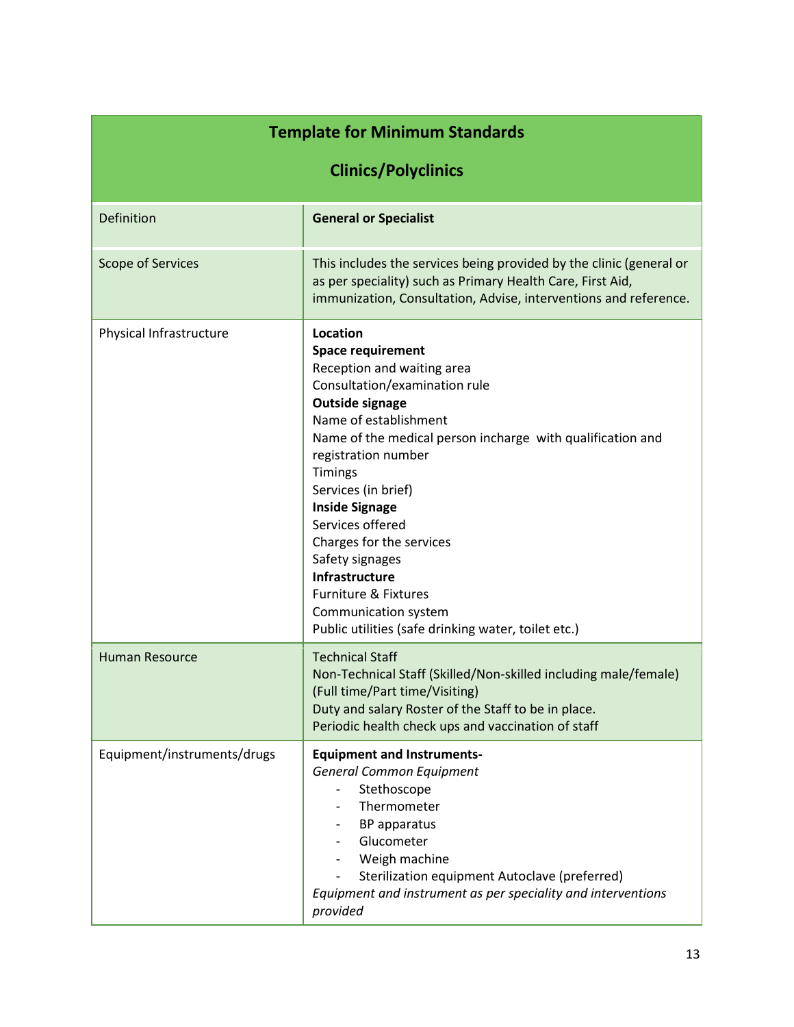| **Template for Minimum Standards**<br><br>**Clinics/Polyclinics** | |
|---|---|
| Definition | **General or Specialist** |
| Scope of Services | This includes the services being provided by the clinic (general or as per speciality) such as Primary Health Care, First Aid, immunization, Consultation, Advise, interventions and reference. |
| Physical Infrastructure | **Location**<br>**Space requirement**<br>Reception and waiting area<br>Consultation/examination rule<br>**Outside signage**<br>Name of establishment<br>Name of the medical person incharge with qualification and registration number<br>Timings<br>Services (in brief)<br>**Inside Signage**<br>Services offered<br>Charges for the services<br>Safety signages<br>**Infrastructure**<br>Furniture & Fixtures<br>Communication system<br>Public utilities (safe drinking water, toilet etc.) |
| Human Resource | Technical Staff<br>Non-Technical Staff (Skilled/Non-skilled including male/female) (Full time/Part time/Visiting)<br>Duty and salary Roster of the Staff to be in place.<br>Periodic health check ups and vaccination of staff |
| Equipment/instruments/drugs | **Equipment and Instruments-**<br>*General Common Equipment*<br>- Stethoscope<br>- Thermometer<br>- BP apparatus<br>- Glucometer<br>- Weigh machine<br>- Sterilization equipment Autoclave (preferred)<br>*Equipment and instrument as per speciality and interventions provided* |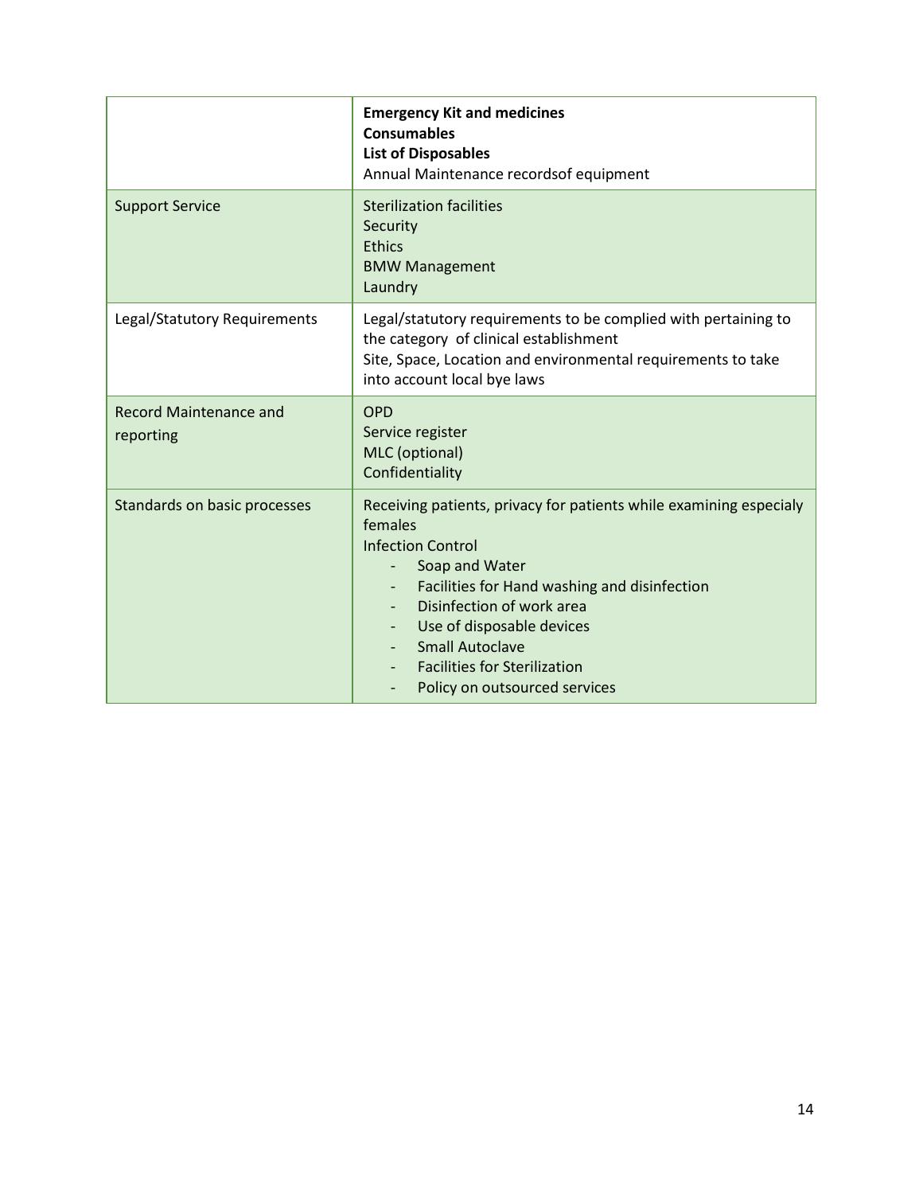| | |
|---|---|
| | **Emergency Kit and medicines**<br>**Consumables**<br>**List of Disposables**<br>Annual Maintenance recordsof equipment |
| Support Service | Sterilization facilities<br>Security<br>Ethics<br>BMW Management<br>Laundry |
| Legal/Statutory Requirements | Legal/statutory requirements to be complied with pertaining to the category of clinical establishment<br>Site, Space, Location and environmental requirements to take into account local bye laws |
| Record Maintenance and reporting | OPD<br>Service register<br>MLC (optional)<br>Confidentiality |
| Standards on basic processes | Receiving patients, privacy for patients while examining especialy females<br>Infection Control<br>- Soap and Water<br>- Facilities for Hand washing and disinfection<br>- Disinfection of work area<br>- Use of disposable devices<br>- Small Autoclave<br>- Facilities for Sterilization<br>- Policy on outsourced services |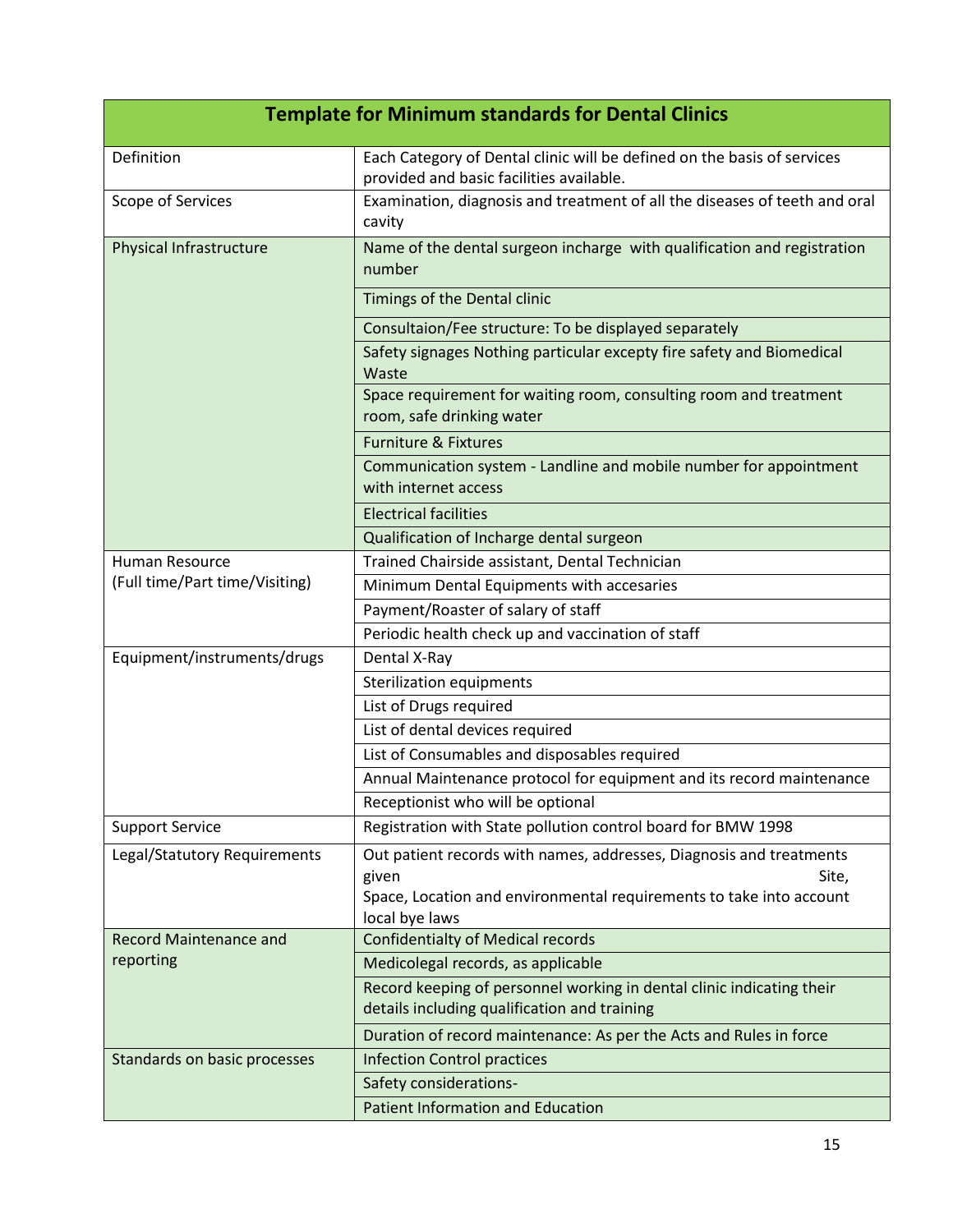| Template for Minimum standards for Dental Clinics | |
|---|---|
| Definition | Each Category of Dental clinic will be defined on the basis of services provided and basic facilities available. |
| Scope of Services | Examination, diagnosis and treatment of all the diseases of teeth and oral cavity |
| Physical Infrastructure | Name of the dental surgeon incharge with qualification and registration number |
| | Timings of the Dental clinic |
| | Consultaion/Fee structure: To be displayed separately |
| | Safety signages Nothing particular excepty fire safety and Biomedical Waste |
| | Space requirement for waiting room, consulting room and treatment room, safe drinking water |
| | Furniture & Fixtures |
| | Communication system - Landline and mobile number for appointment with internet access |
| | Electrical facilities |
| | Qualification of Incharge dental surgeon |
| Human Resource (Full time/Part time/Visiting) | Trained Chairside assistant, Dental Technician |
| | Minimum Dental Equipments with accesaries |
| | Payment/Roaster of salary of staff |
| | Periodic health check up and vaccination of staff |
| Equipment/instruments/drugs | Dental X-Ray |
| | Sterilization equipments |
| | List of Drugs required |
| | List of dental devices required |
| | List of Consumables and disposables required |
| | Annual Maintenance protocol for equipment and its record maintenance |
| | Receptionist who will be optional |
| Support Service | Registration with State pollution control board for BMW 1998 |
| Legal/Statutory Requirements | Out patient records with names, addresses, Diagnosis and treatments given Site, Space, Location and environmental requirements to take into account local bye laws |
| Record Maintenance and reporting | Confidentialty of Medical records |
| | Medicolegal records, as applicable |
| | Record keeping of personnel working in dental clinic indicating their details including qualification and training |
| | Duration of record maintenance: As per the Acts and Rules in force |
| Standards on basic processes | Infection Control practices |
| | Safety considerations- |
| | Patient Information and Education |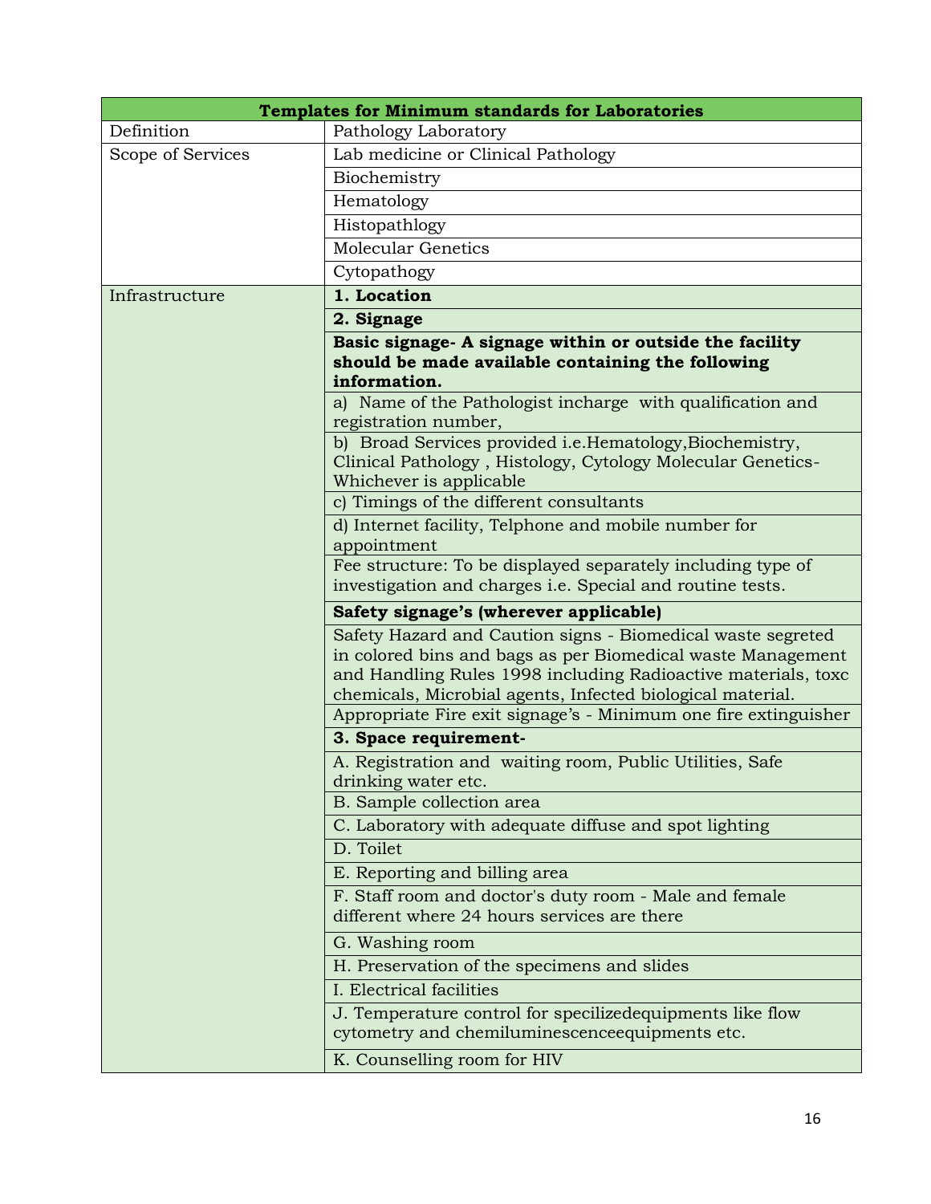| Templates for Minimum standards for Laboratories | |
|---|---|
| Definition | Pathology Laboratory |
| Scope of Services | Lab medicine or Clinical Pathology |
| | Biochemistry |
| | Hematology |
| | Histopathlogy |
| | Molecular Genetics |
| | Cytopathogy |
| Infrastructure | **1. Location** |
| | **2. Signage** |
| | **Basic signage- A signage within or outside the facility should be made available containing the following information.** |
| | a) Name of the Pathologist incharge with qualification and registration number, |
| | b) Broad Services provided i.e.Hematology,Biochemistry, Clinical Pathology , Histology, Cytology Molecular Genetics- Whichever is applicable |
| | c) Timings of the different consultants |
| | d) Internet facility, Telphone and mobile number for appointment |
| | Fee structure: To be displayed separately including type of investigation and charges i.e. Special and routine tests. |
| | **Safety signage's (wherever applicable)** |
| | Safety Hazard and Caution signs - Biomedical waste segreted in colored bins and bags as per Biomedical waste Management and Handling Rules 1998 including Radioactive materials, toxc chemicals, Microbial agents, Infected biological material. |
| | Appropriate Fire exit signage's - Minimum one fire extinguisher |
| | **3. Space requirement-** |
| | A. Registration and waiting room, Public Utilities, Safe drinking water etc. |
| | B. Sample collection area |
| | C. Laboratory with adequate diffuse and spot lighting |
| | D. Toilet |
| | E. Reporting and billing area |
| | F. Staff room and doctor's duty room - Male and female different where 24 hours services are there |
| | G. Washing room |
| | H. Preservation of the specimens and slides |
| | I. Electrical facilities |
| | J. Temperature control for specilizedequipments like flow cytometry and chemiluminescenceequipments etc. |
| | K. Counselling room for HIV |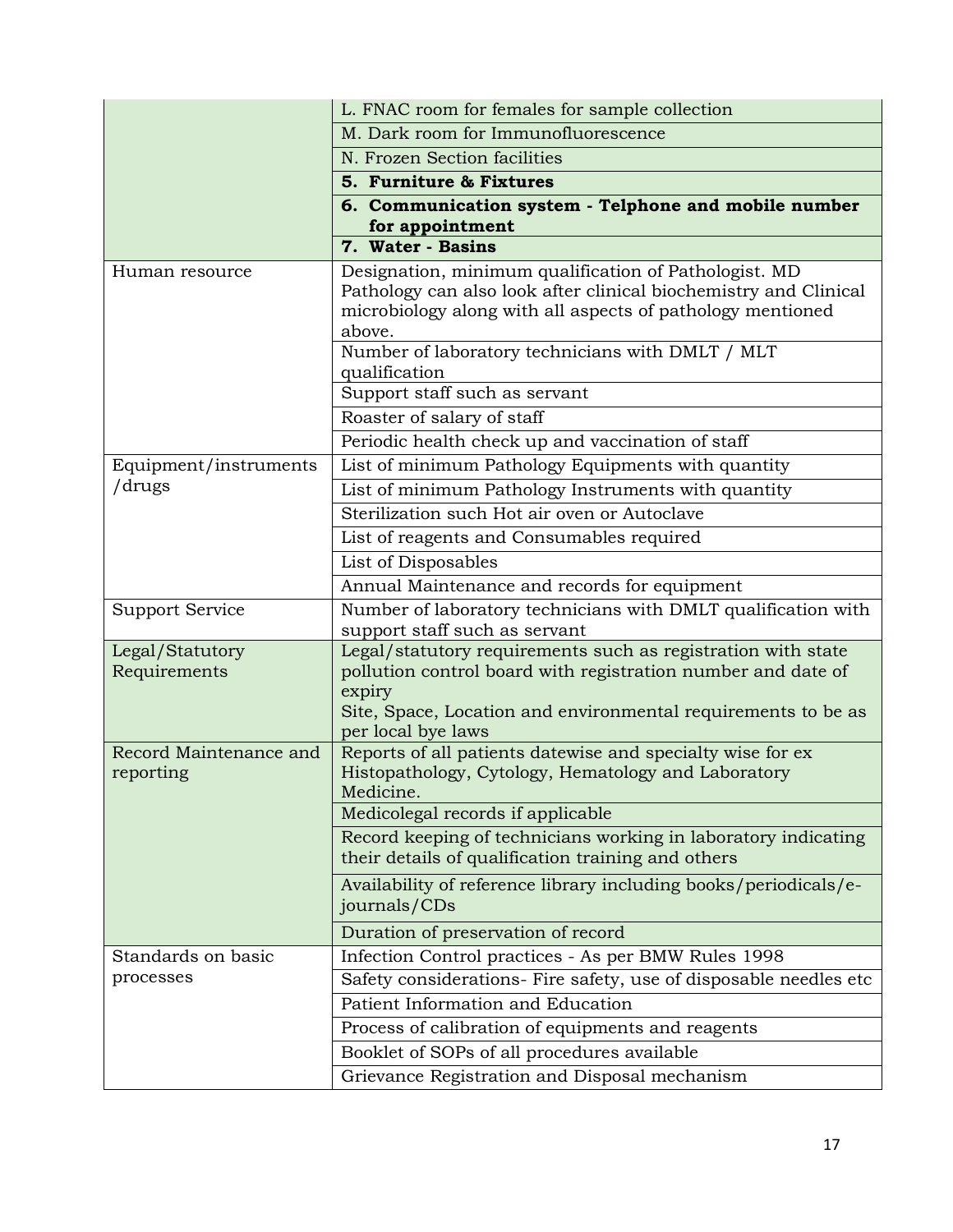| | |
|---|---|
| | L. FNAC room for females for sample collection |
| | M. Dark room for Immunofluorescence |
| | N. Frozen Section facilities |
| | **5. Furniture & Fixtures** |
| | **6. Communication system - Telphone and mobile number for appointment** |
| | **7. Water - Basins** |
| Human resource | Designation, minimum qualification of Pathologist. MD Pathology can also look after clinical biochemistry and Clinical microbiology along with all aspects of pathology mentioned above. |
| | Number of laboratory technicians with DMLT / MLT qualification |
| | Support staff such as servant |
| | Roaster of salary of staff |
| | Periodic health check up and vaccination of staff |
| Equipment/instruments /drugs | List of minimum Pathology Equipments with quantity |
| | List of minimum Pathology Instruments with quantity |
| | Sterilization such Hot air oven or Autoclave |
| | List of reagents and Consumables required |
| | List of Disposables |
| | Annual Maintenance and records for equipment |
| Support Service | Number of laboratory technicians with DMLT qualification with support staff such as servant |
| Legal/Statutory Requirements | Legal/statutory requirements such as registration with state pollution control board with registration number and date of expiry<br>Site, Space, Location and environmental requirements to be as per local bye laws |
| Record Maintenance and reporting | Reports of all patients datewise and specialty wise for ex Histopathology, Cytology, Hematology and Laboratory Medicine. |
| | Medicolegal records if applicable |
| | Record keeping of technicians working in laboratory indicating their details of qualification training and others |
| | Availability of reference library including books/periodicals/e-journals/CDs |
| | Duration of preservation of record |
| Standards on basic processes | Infection Control practices - As per BMW Rules 1998 |
| | Safety considerations- Fire safety, use of disposable needles etc |
| | Patient Information and Education |
| | Process of calibration of equipments and reagents |
| | Booklet of SOPs of all procedures available |
| | Grievance Registration and Disposal mechanism |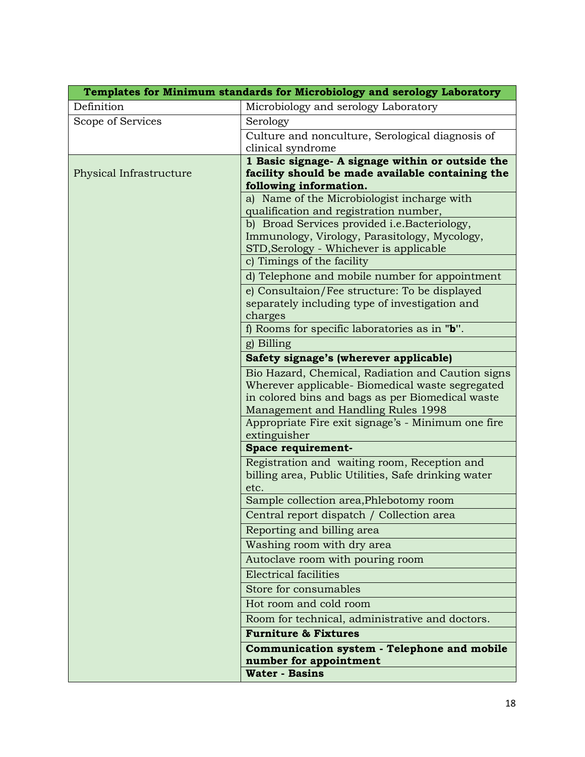| Templates for Minimum standards for Microbiology and serology Laboratory | |
|---|---|
| Definition | Microbiology and serology Laboratory |
| Scope of Services | Serology |
| | Culture and nonculture, Serological diagnosis of clinical syndrome |
| Physical Infrastructure | **1 Basic signage- A signage within or outside the facility should be made available containing the following information.** |
| | a) Name of the Microbiologist incharge with qualification and registration number, |
| | b) Broad Services provided i.e.Bacteriology, Immunology, Virology, Parasitology, Mycology, STD,Serology - Whichever is applicable |
| | c) Timings of the facility |
| | d) Telephone and mobile number for appointment |
| | e) Consultaion/Fee structure: To be displayed separately including type of investigation and charges |
| | f) Rooms for specific laboratories as in "**b**". |
| | g) Billing |
| | **Safety signage's (wherever applicable)** |
| | Bio Hazard, Chemical, Radiation and Caution signs Wherever applicable- Biomedical waste segregated in colored bins and bags as per Biomedical waste Management and Handling Rules 1998 |
| | Appropriate Fire exit signage's - Minimum one fire extinguisher |
| | **Space requirement-** |
| | Registration and waiting room, Reception and billing area, Public Utilities, Safe drinking water etc. |
| | Sample collection area,Phlebotomy room |
| | Central report dispatch / Collection area |
| | Reporting and billing area |
| | Washing room with dry area |
| | Autoclave room with pouring room |
| | Electrical facilities |
| | Store for consumables |
| | Hot room and cold room |
| | Room for technical, administrative and doctors. |
| | **Furniture & Fixtures** |
| | **Communication system - Telephone and mobile number for appointment** |
| | **Water - Basins** |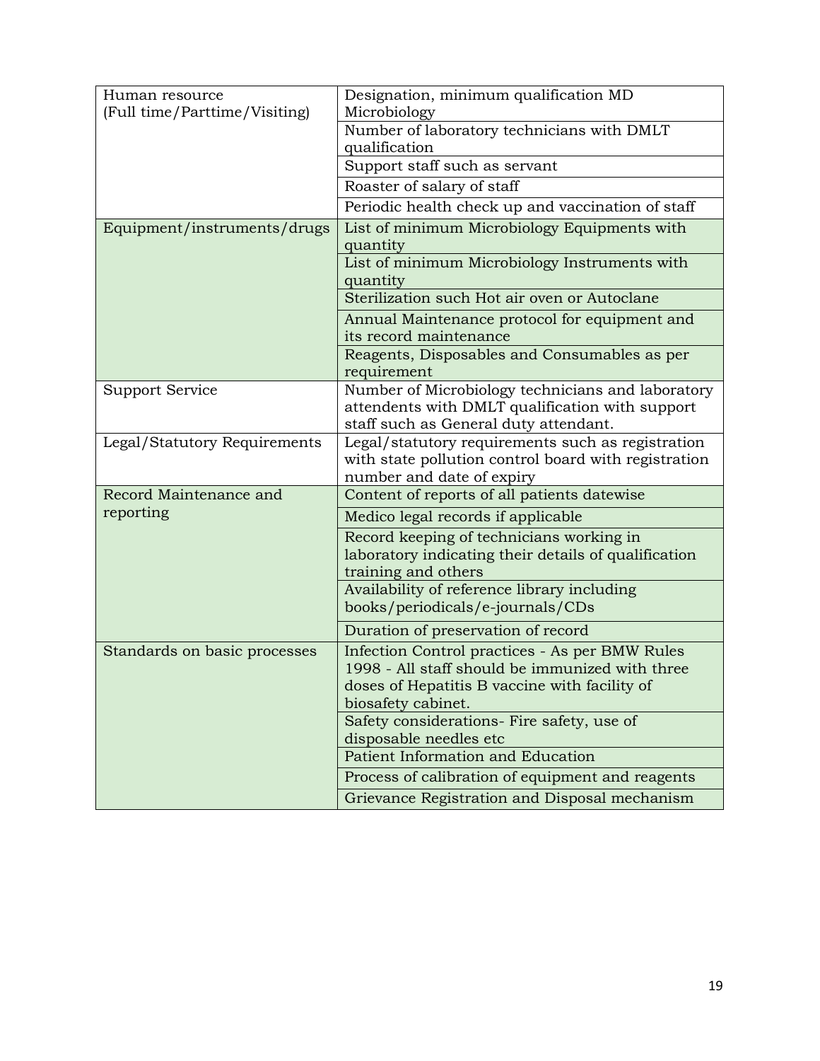| | |
|---|---|
| Human resource (Full time/Parttime/Visiting) | Designation, minimum qualification MD Microbiology |
| | Number of laboratory technicians with DMLT qualification |
| | Support staff such as servant |
| | Roaster of salary of staff |
| | Periodic health check up and vaccination of staff |
| Equipment/instruments/drugs | List of minimum Microbiology Equipments with quantity |
| | List of minimum Microbiology Instruments with quantity |
| | Sterilization such Hot air oven or Autoclane |
| | Annual Maintenance protocol for equipment and its record maintenance |
| | Reagents, Disposables and Consumables as per requirement |
| Support Service | Number of Microbiology technicians and laboratory attendents with DMLT qualification with support staff such as General duty attendant. |
| Legal/Statutory Requirements | Legal/statutory requirements such as registration with state pollution control board with registration number and date of expiry |
| Record Maintenance and reporting | Content of reports of all patients datewise |
| | Medico legal records if applicable |
| | Record keeping of technicians working in laboratory indicating their details of qualification training and others |
| | Availability of reference library including books/periodicals/e-journals/CDs |
| | Duration of preservation of record |
| Standards on basic processes | Infection Control practices - As per BMW Rules 1998 - All staff should be immunized with three doses of Hepatitis B vaccine with facility of biosafety cabinet. |
| | Safety considerations- Fire safety, use of disposable needles etc |
| | Patient Information and Education |
| | Process of calibration of equipment and reagents |
| | Grievance Registration and Disposal mechanism |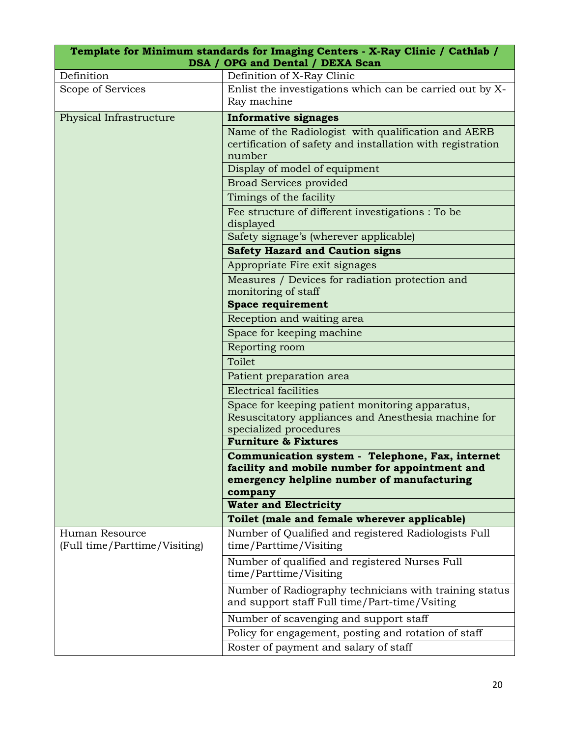| **Template for Minimum standards for Imaging Centers - X-Ray Clinic / Cathlab / DSA / OPG and Dental / DEXA Scan** | |
|---|---|
| Definition | Definition of X-Ray Clinic |
| Scope of Services | Enlist the investigations which can be carried out by X-Ray machine |
| Physical Infrastructure | **Informative signages** |
| | Name of the Radiologist with qualification and AERB certification of safety and installation with registration number |
| | Display of model of equipment |
| | Broad Services provided |
| | Timings of the facility |
| | Fee structure of different investigations : To be displayed |
| | Safety signage's (wherever applicable) |
| | **Safety Hazard and Caution signs** |
| | Appropriate Fire exit signages |
| | Measures / Devices for radiation protection and monitoring of staff |
| | **Space requirement** |
| | Reception and waiting area |
| | Space for keeping machine |
| | Reporting room |
| | Toilet |
| | Patient preparation area |
| | Electrical facilities |
| | Space for keeping patient monitoring apparatus, Resuscitatory appliances and Anesthesia machine for specialized procedures |
| | **Furniture & Fixtures** |
| | **Communication system - Telephone, Fax, internet facility and mobile number for appointment and emergency helpline number of manufacturing company** |
| | **Water and Electricity** |
| | **Toilet (male and female wherever applicable)** |
| Human Resource (Full time/Parttime/Visiting) | Number of Qualified and registered Radiologists Full time/Parttime/Visiting |
| | Number of qualified and registered Nurses Full time/Parttime/Visiting |
| | Number of Radiography technicians with training status and support staff Full time/Part-time/Vsiting |
| | Number of scavenging and support staff |
| | Policy for engagement, posting and rotation of staff |
| | Roster of payment and salary of staff |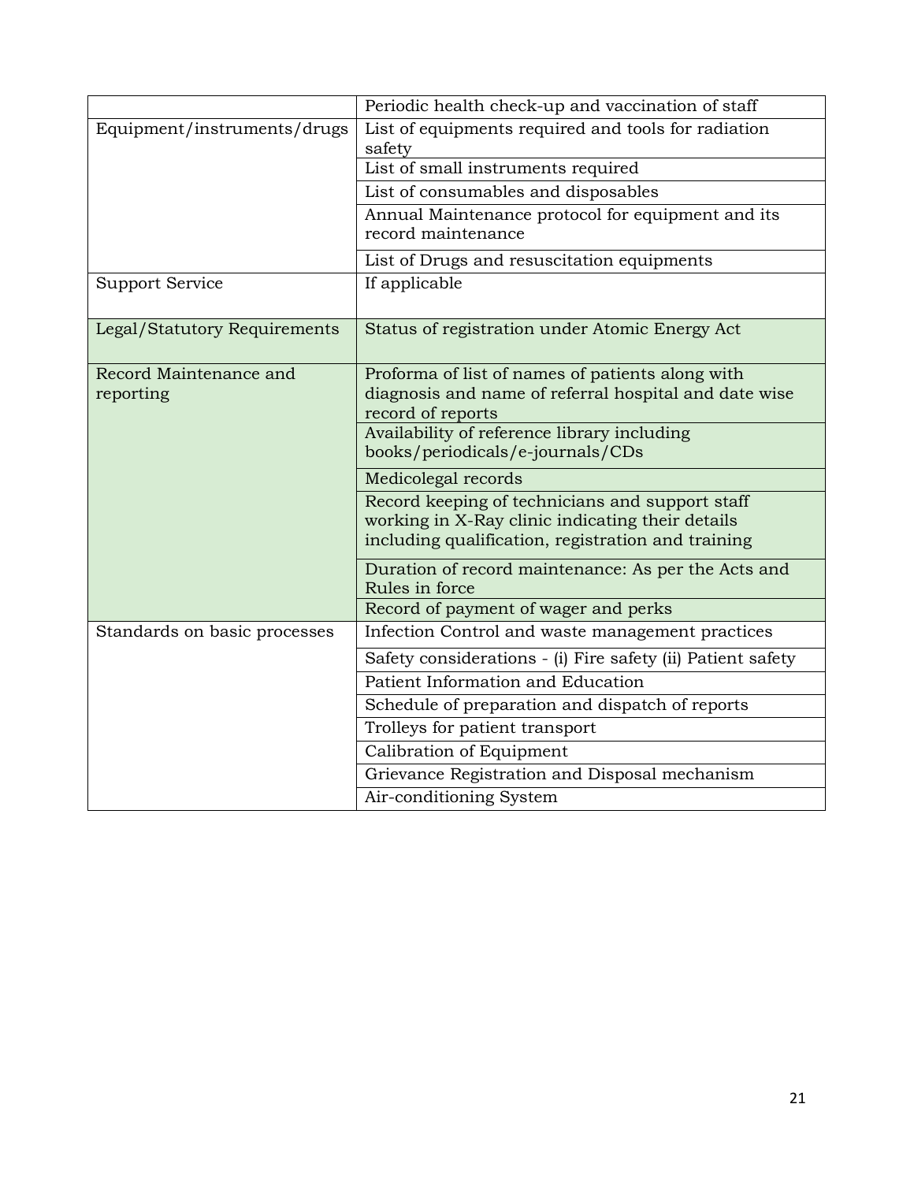| | |
|---|---|
| | Periodic health check-up and vaccination of staff |
| Equipment/instruments/drugs | List of equipments required and tools for radiation safety |
| | List of small instruments required |
| | List of consumables and disposables |
| | Annual Maintenance protocol for equipment and its record maintenance |
| | List of Drugs and resuscitation equipments |
| Support Service | If applicable |
| Legal/Statutory Requirements | Status of registration under Atomic Energy Act |
| Record Maintenance and reporting | Proforma of list of names of patients along with diagnosis and name of referral hospital and date wise record of reports |
| | Availability of reference library including books/periodicals/e-journals/CDs |
| | Medicolegal records |
| | Record keeping of technicians and support staff working in X-Ray clinic indicating their details including qualification, registration and training |
| | Duration of record maintenance: As per the Acts and Rules in force |
| | Record of payment of wager and perks |
| Standards on basic processes | Infection Control and waste management practices |
| | Safety considerations - (i) Fire safety (ii) Patient safety |
| | Patient Information and Education |
| | Schedule of preparation and dispatch of reports |
| | Trolleys for patient transport |
| | Calibration of Equipment |
| | Grievance Registration and Disposal mechanism |
| | Air-conditioning System |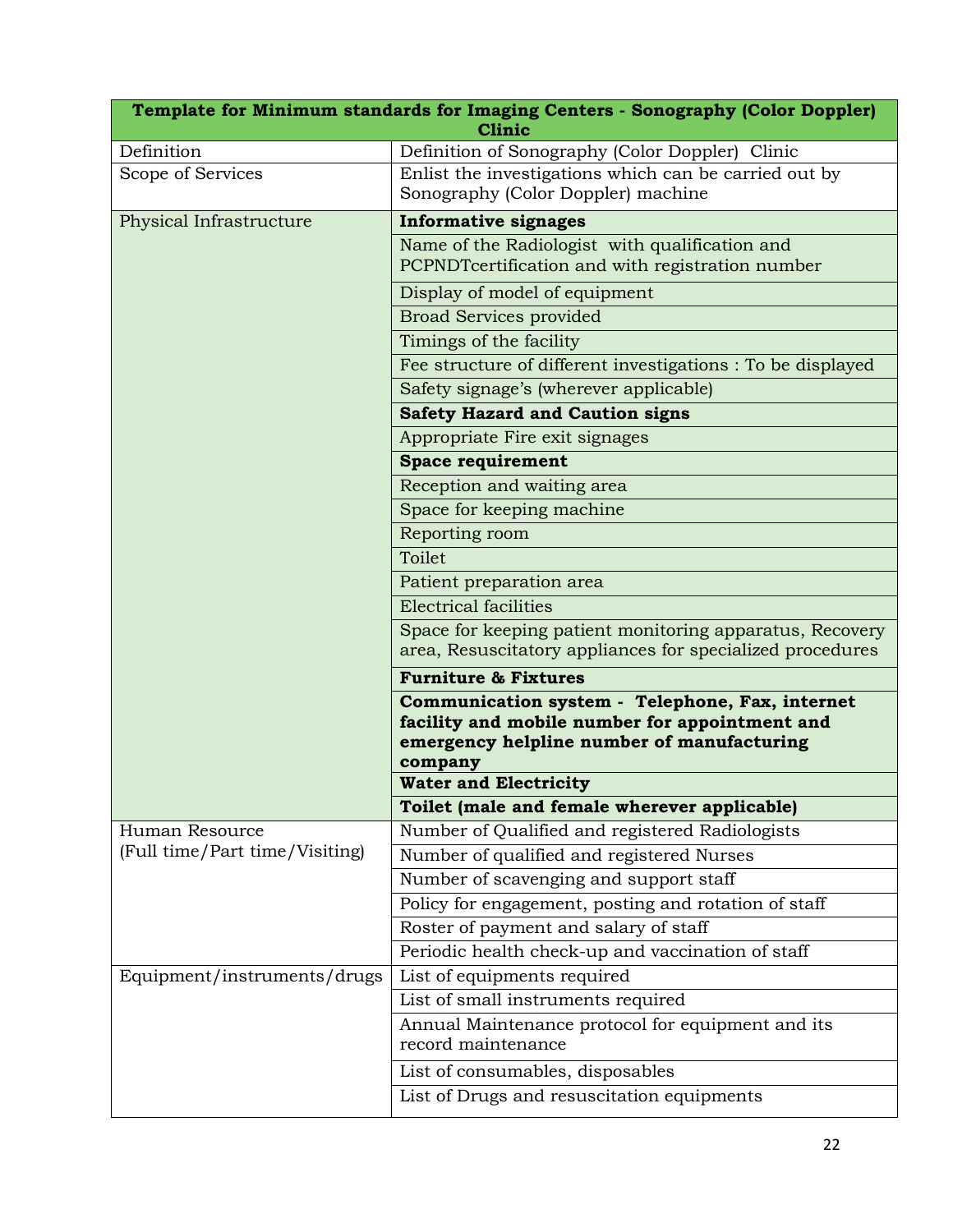| Template for Minimum standards for Imaging Centers - Sonography (Color Doppler) Clinic | |
|---|---|
| Definition | Definition of Sonography (Color Doppler) Clinic |
| Scope of Services | Enlist the investigations which can be carried out by Sonography (Color Doppler) machine |
| Physical Infrastructure | **Informative signages** |
| | Name of the Radiologist with qualification and PCPNDTcertification and with registration number |
| | Display of model of equipment |
| | Broad Services provided |
| | Timings of the facility |
| | Fee structure of different investigations : To be displayed |
| | Safety signage's (wherever applicable) |
| | **Safety Hazard and Caution signs** |
| | Appropriate Fire exit signages |
| | **Space requirement** |
| | Reception and waiting area |
| | Space for keeping machine |
| | Reporting room |
| | Toilet |
| | Patient preparation area |
| | Electrical facilities |
| | Space for keeping patient monitoring apparatus, Recovery area, Resuscitatory appliances for specialized procedures |
| | **Furniture & Fixtures** |
| | **Communication system - Telephone, Fax, internet facility and mobile number for appointment and emergency helpline number of manufacturing company** |
| | **Water and Electricity** |
| | **Toilet (male and female wherever applicable)** |
| Human Resource (Full time/Part time/Visiting) | Number of Qualified and registered Radiologists |
| | Number of qualified and registered Nurses |
| | Number of scavenging and support staff |
| | Policy for engagement, posting and rotation of staff |
| | Roster of payment and salary of staff |
| | Periodic health check-up and vaccination of staff |
| Equipment/instruments/drugs | List of equipments required |
| | List of small instruments required |
| | Annual Maintenance protocol for equipment and its record maintenance |
| | List of consumables, disposables |
| | List of Drugs and resuscitation equipments |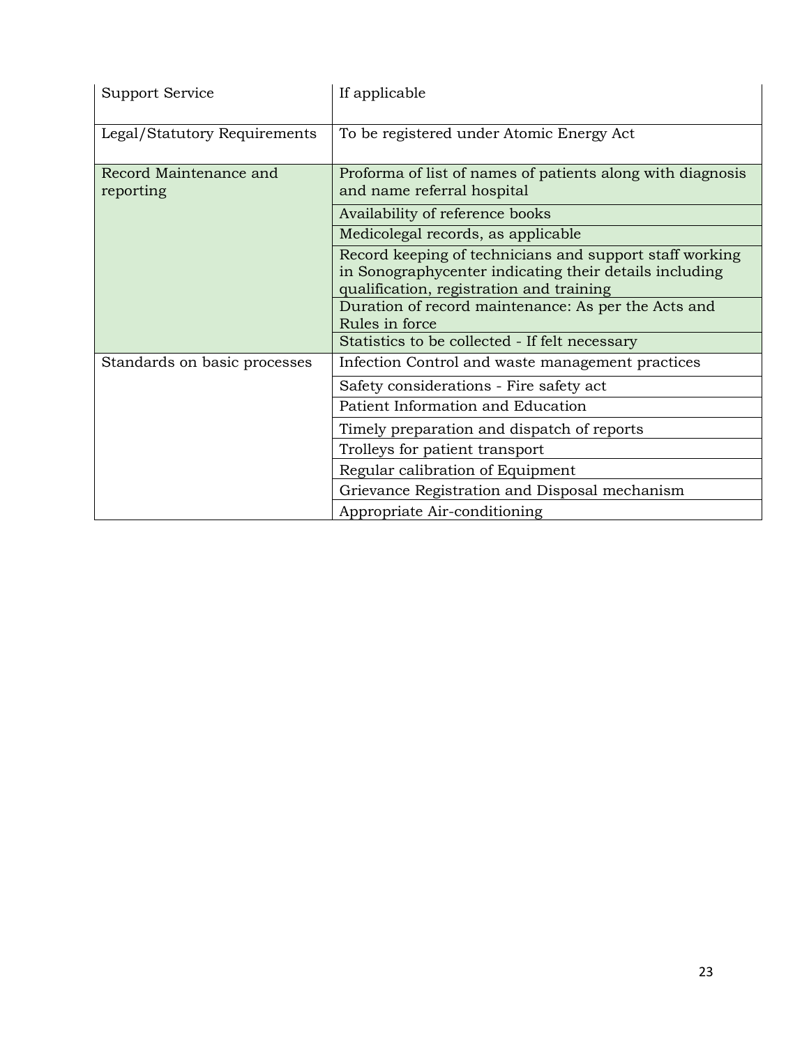| | |
|---|---|
| Support Service | If applicable |
| Legal/Statutory Requirements | To be registered under Atomic Energy Act |
| Record Maintenance and reporting | Proforma of list of names of patients along with diagnosis and name referral hospital |
| | Availability of reference books |
| | Medicolegal records, as applicable |
| | Record keeping of technicians and support staff working in Sonographycenter indicating their details including qualification, registration and training |
| | Duration of record maintenance: As per the Acts and Rules in force |
| | Statistics to be collected - If felt necessary |
| Standards on basic processes | Infection Control and waste management practices |
| | Safety considerations - Fire safety act |
| | Patient Information and Education |
| | Timely preparation and dispatch of reports |
| | Trolleys for patient transport |
| | Regular calibration of Equipment |
| | Grievance Registration and Disposal mechanism |
| | Appropriate Air-conditioning |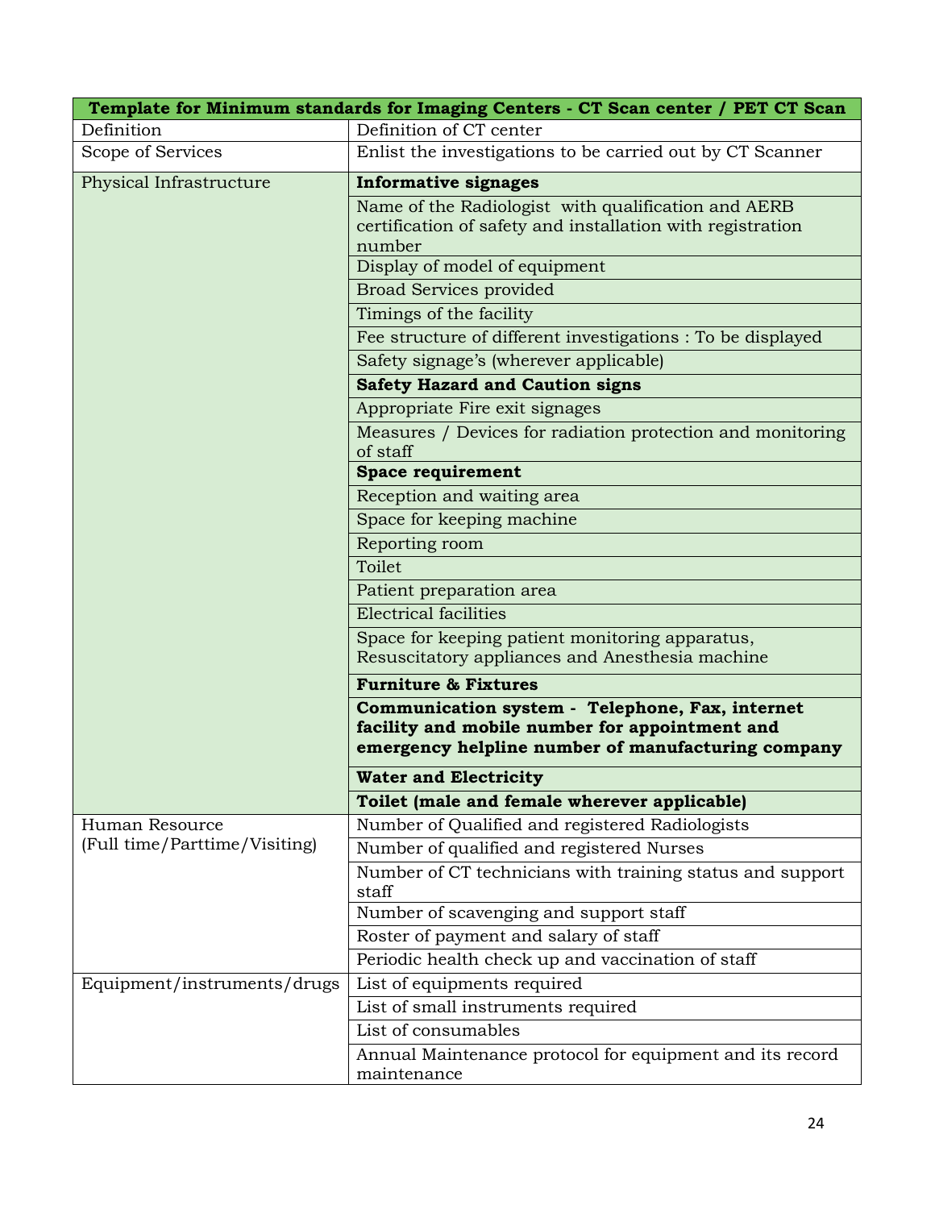| Template for Minimum standards for Imaging Centers - CT Scan center / PET CT Scan | |
|---|---|
| Definition | Definition of CT center |
| Scope of Services | Enlist the investigations to be carried out by CT Scanner |
| Physical Infrastructure | **Informative signages** |
| | Name of the Radiologist with qualification and AERB certification of safety and installation with registration number |
| | Display of model of equipment |
| | Broad Services provided |
| | Timings of the facility |
| | Fee structure of different investigations : To be displayed |
| | Safety signage's (wherever applicable) |
| | **Safety Hazard and Caution signs** |
| | Appropriate Fire exit signages |
| | Measures / Devices for radiation protection and monitoring of staff |
| | **Space requirement** |
| | Reception and waiting area |
| | Space for keeping machine |
| | Reporting room |
| | Toilet |
| | Patient preparation area |
| | Electrical facilities |
| | Space for keeping patient monitoring apparatus, Resuscitatory appliances and Anesthesia machine |
| | **Furniture & Fixtures** |
| | **Communication system - Telephone, Fax, internet facility and mobile number for appointment and emergency helpline number of manufacturing company** |
| | **Water and Electricity** |
| | **Toilet (male and female wherever applicable)** |
| Human Resource (Full time/Parttime/Visiting) | Number of Qualified and registered Radiologists |
| | Number of qualified and registered Nurses |
| | Number of CT technicians with training status and support staff |
| | Number of scavenging and support staff |
| | Roster of payment and salary of staff |
| | Periodic health check up and vaccination of staff |
| Equipment/instruments/drugs | List of equipments required |
| | List of small instruments required |
| | List of consumables |
| | Annual Maintenance protocol for equipment and its record maintenance |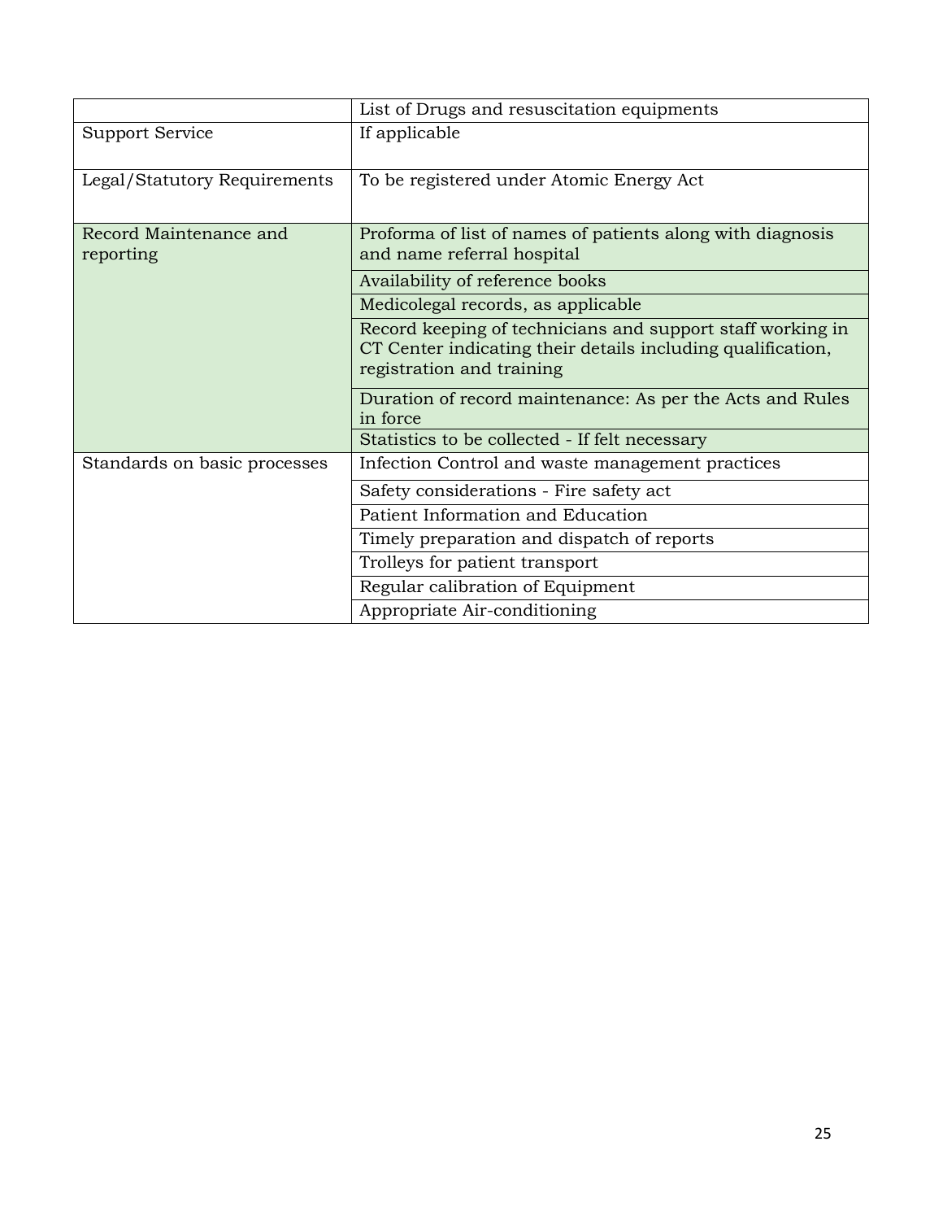| | |
|---|---|
| | List of Drugs and resuscitation equipments |
| Support Service | If applicable |
| Legal/Statutory Requirements | To be registered under Atomic Energy Act |
| Record Maintenance and reporting | Proforma of list of names of patients along with diagnosis and name referral hospital |
| | Availability of reference books |
| | Medicolegal records, as applicable |
| | Record keeping of technicians and support staff working in CT Center indicating their details including qualification, registration and training |
| | Duration of record maintenance: As per the Acts and Rules in force |
| | Statistics to be collected - If felt necessary |
| Standards on basic processes | Infection Control and waste management practices |
| | Safety considerations - Fire safety act |
| | Patient Information and Education |
| | Timely preparation and dispatch of reports |
| | Trolleys for patient transport |
| | Regular calibration of Equipment |
| | Appropriate Air-conditioning |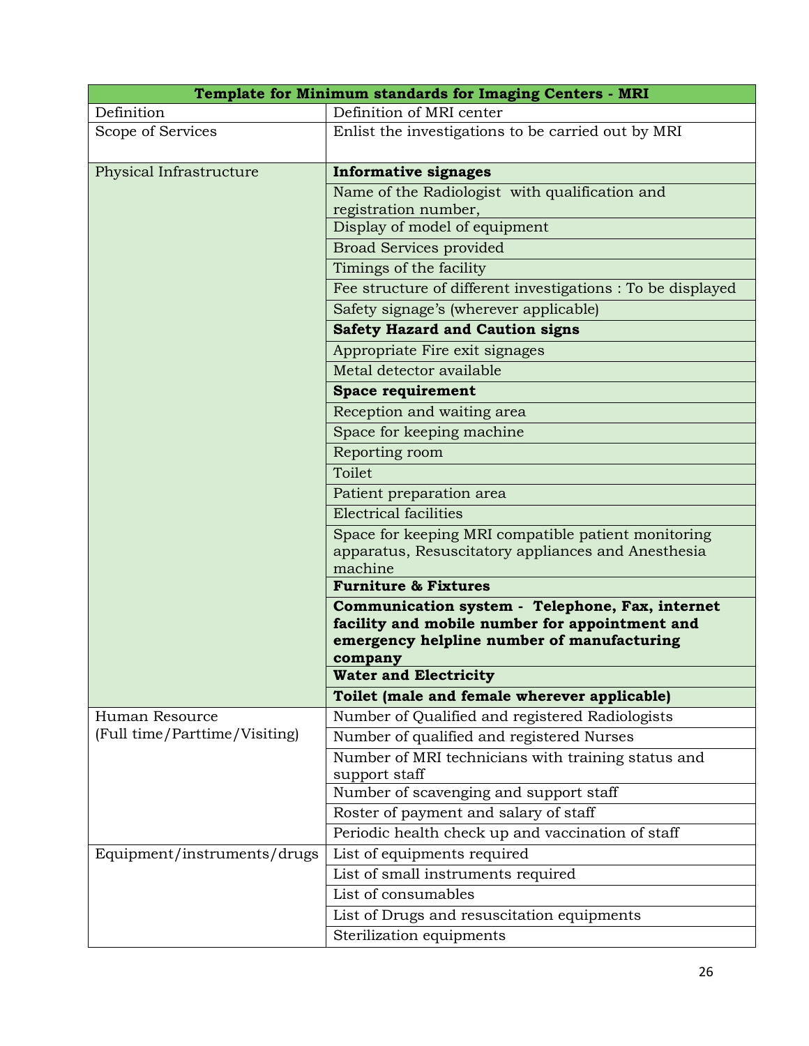| Template for Minimum standards for Imaging Centers - MRI | |
|---|---|
| Definition | Definition of MRI center |
| Scope of Services | Enlist the investigations to be carried out by MRI |
| Physical Infrastructure | **Informative signages** |
| | Name of the Radiologist with qualification and registration number, |
| | Display of model of equipment |
| | Broad Services provided |
| | Timings of the facility |
| | Fee structure of different investigations : To be displayed |
| | Safety signage's (wherever applicable) |
| | **Safety Hazard and Caution signs** |
| | Appropriate Fire exit signages |
| | Metal detector available |
| | **Space requirement** |
| | Reception and waiting area |
| | Space for keeping machine |
| | Reporting room |
| | Toilet |
| | Patient preparation area |
| | Electrical facilities |
| | Space for keeping MRI compatible patient monitoring apparatus, Resuscitatory appliances and Anesthesia machine |
| | **Furniture & Fixtures** |
| | **Communication system - Telephone, Fax, internet facility and mobile number for appointment and emergency helpline number of manufacturing company** |
| | **Water and Electricity** |
| | **Toilet (male and female wherever applicable)** |
| Human Resource (Full time/Parttime/Visiting) | Number of Qualified and registered Radiologists |
| | Number of qualified and registered Nurses |
| | Number of MRI technicians with training status and support staff |
| | Number of scavenging and support staff |
| | Roster of payment and salary of staff |
| | Periodic health check up and vaccination of staff |
| Equipment/instruments/drugs | List of equipments required |
| | List of small instruments required |
| | List of consumables |
| | List of Drugs and resuscitation equipments |
| | Sterilization equipments |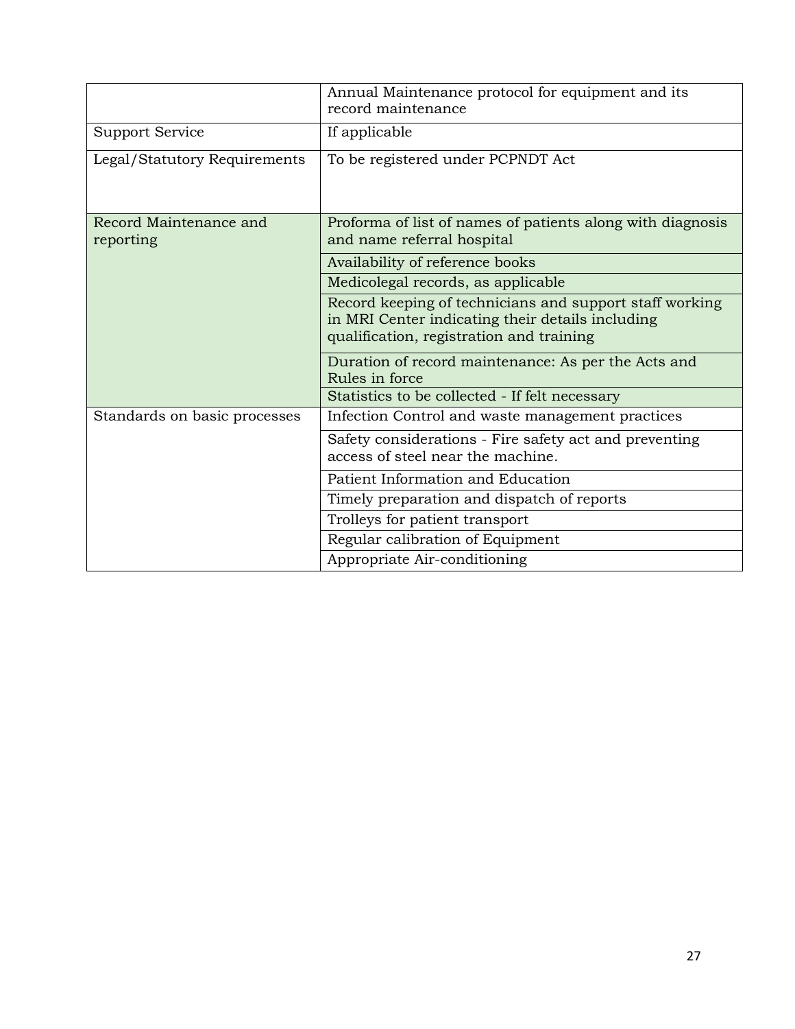| | |
|---|---|
| | Annual Maintenance protocol for equipment and its record maintenance |
| Support Service | If applicable |
| Legal/Statutory Requirements | To be registered under PCPNDT Act |
| Record Maintenance and reporting | Proforma of list of names of patients along with diagnosis and name referral hospital |
| | Availability of reference books |
| | Medicolegal records, as applicable |
| | Record keeping of technicians and support staff working in MRI Center indicating their details including qualification, registration and training |
| | Duration of record maintenance: As per the Acts and Rules in force |
| | Statistics to be collected - If felt necessary |
| Standards on basic processes | Infection Control and waste management practices |
| | Safety considerations - Fire safety act and preventing access of steel near the machine. |
| | Patient Information and Education |
| | Timely preparation and dispatch of reports |
| | Trolleys for patient transport |
| | Regular calibration of Equipment |
| | Appropriate Air-conditioning |